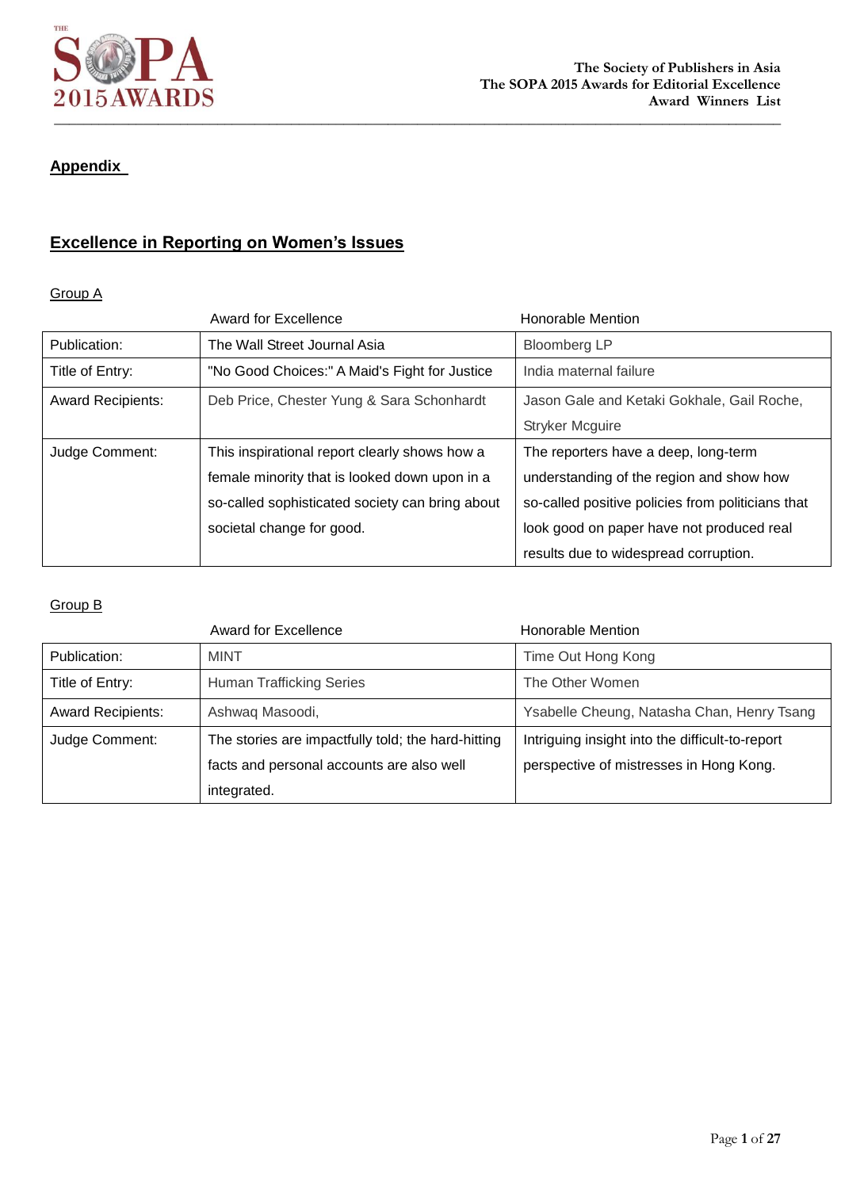## Appendix

## Excellence in Reporting on Women's Issues

### Group A

| | Award for Excellence | Honorable Mention |
|---|---|---|
| Publication: | The Wall Street Journal Asia | Bloomberg LP |
| Title of Entry: | "No Good Choices:" A Maid's Fight for Justice | India maternal failure |
| Award Recipients: | Deb Price, Chester Yung & Sara Schonhardt | Jason Gale and Ketaki Gokhale, Gail Roche, Stryker Mcguire |
| Judge Comment: | This inspirational report clearly shows how a female minority that is looked down upon in a so-called sophisticated society can bring about societal change for good. | The reporters have a deep, long-term understanding of the region and show how so-called positive policies from politicians that look good on paper have not produced real results due to widespread corruption. |

### Group B

| | Award for Excellence | Honorable Mention |
|---|---|---|
| Publication: | MINT | Time Out Hong Kong |
| Title of Entry: | Human Trafficking Series | The Other Women |
| Award Recipients: | Ashwaq Masoodi, | Ysabelle Cheung, Natasha Chan, Henry Tsang |
| Judge Comment: | The stories are impactfully told; the hard-hitting facts and personal accounts are also well integrated. | Intriguing insight into the difficult-to-report perspective of mistresses in Hong Kong. |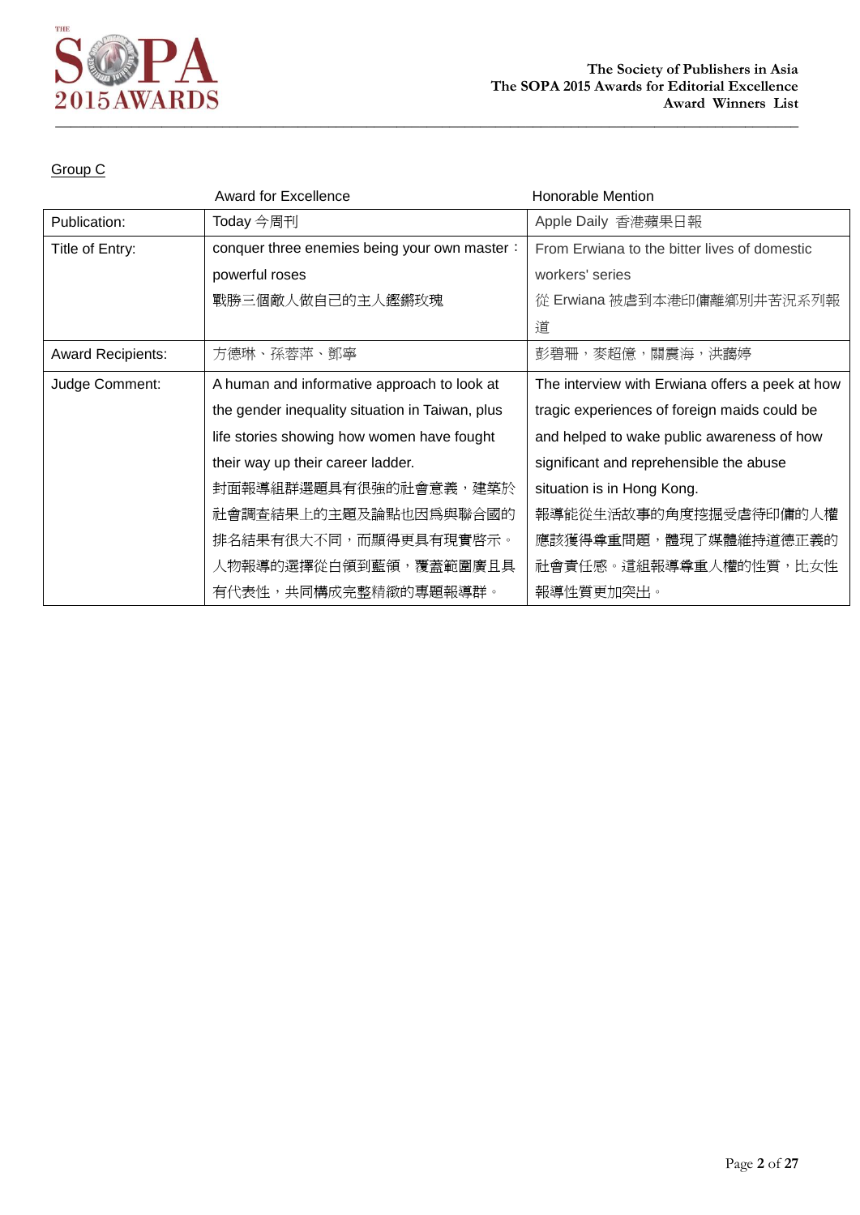Group C

| | Award for Excellence | Honorable Mention |
|---|---|---|
| Publication: | Today 今周刊 | Apple Daily 香港蘋果日報 |
| Title of Entry: | conquer three enemies being your own master：powerful roses 戰勝三個敵人做自己的主人鏗鏘玫瑰 | From Erwiana to the bitter lives of domestic workers' series 從 Erwiana 被虐到本港印傭離鄉別井苦況系列報道 |
| Award Recipients: | 方德琳、孫蓉萍、鄧寧 | 彭碧珊，麥超億，關震海，洪藹婷 |
| Judge Comment: | A human and informative approach to look at the gender inequality situation in Taiwan, plus life stories showing how women have fought their way up their career ladder. 封面報導組群選題具有很強的社會意義，建築於社會調查結果上的主題及論點也因爲與聯合國的排名結果有很大不同，而顯得更具有現實啓示。人物報導的選擇從白領到藍領，覆蓋範圍廣且具有代表性，共同構成完整精緻的專題報導群。 | The interview with Erwiana offers a peek at how tragic experiences of foreign maids could be and helped to wake public awareness of how significant and reprehensible the abuse situation is in Hong Kong. 報導能從生活故事的角度挖掘受虐待印傭的人權應該獲得尊重問題，體現了媒體維持道德正義的社會責任感。這組報導尊重人權的性質，比女性報導性質更加突出。 |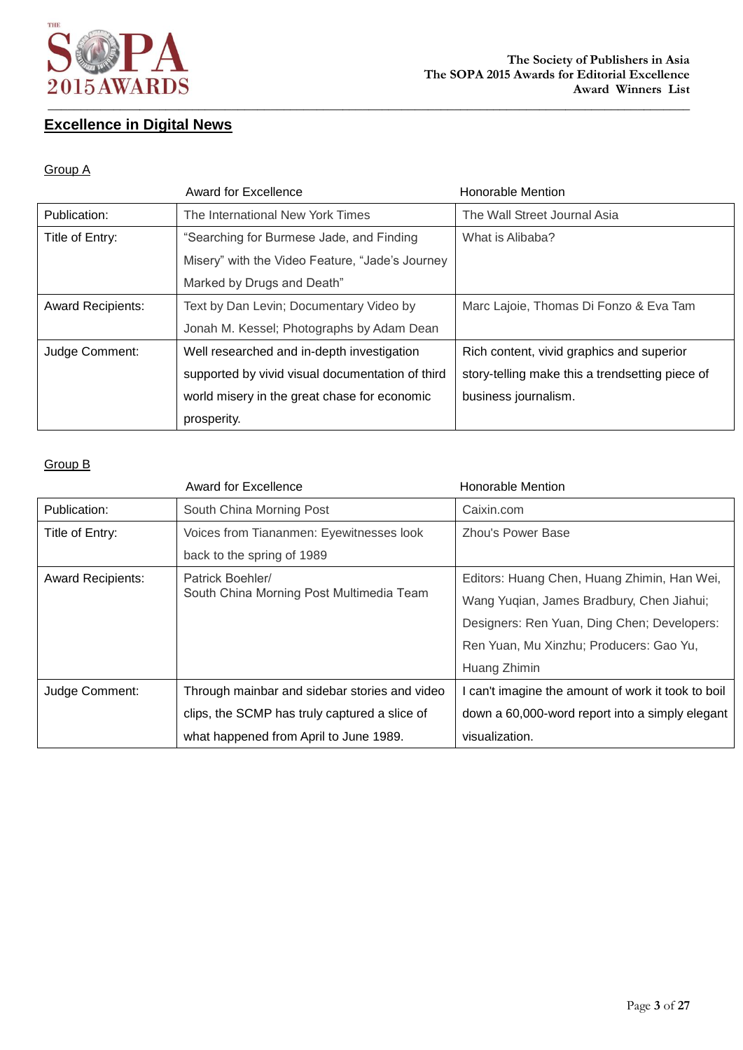## Excellence in Digital News

### Group A

| | Award for Excellence | Honorable Mention |
|---|---|---|
| Publication: | The International New York Times | The Wall Street Journal Asia |
| Title of Entry: | "Searching for Burmese Jade, and Finding Misery" with the Video Feature, "Jade's Journey Marked by Drugs and Death" | What is Alibaba? |
| Award Recipients: | Text by Dan Levin; Documentary Video by Jonah M. Kessel; Photographs by Adam Dean | Marc Lajoie, Thomas Di Fonzo & Eva Tam |
| Judge Comment: | Well researched and in-depth investigation supported by vivid visual documentation of third world misery in the great chase for economic prosperity. | Rich content, vivid graphics and superior story-telling make this a trendsetting piece of business journalism. |

### Group B

| | Award for Excellence | Honorable Mention |
|---|---|---|
| Publication: | South China Morning Post | Caixin.com |
| Title of Entry: | Voices from Tiananmen: Eyewitnesses look back to the spring of 1989 | Zhou's Power Base |
| Award Recipients: | Patrick Boehler/ South China Morning Post Multimedia Team | Editors: Huang Chen, Huang Zhimin, Han Wei, Wang Yuqian, James Bradbury, Chen Jiahui; Designers: Ren Yuan, Ding Chen; Developers: Ren Yuan, Mu Xinzhu; Producers: Gao Yu, Huang Zhimin |
| Judge Comment: | Through mainbar and sidebar stories and video clips, the SCMP has truly captured a slice of what happened from April to June 1989. | I can't imagine the amount of work it took to boil down a 60,000-word report into a simply elegant visualization. |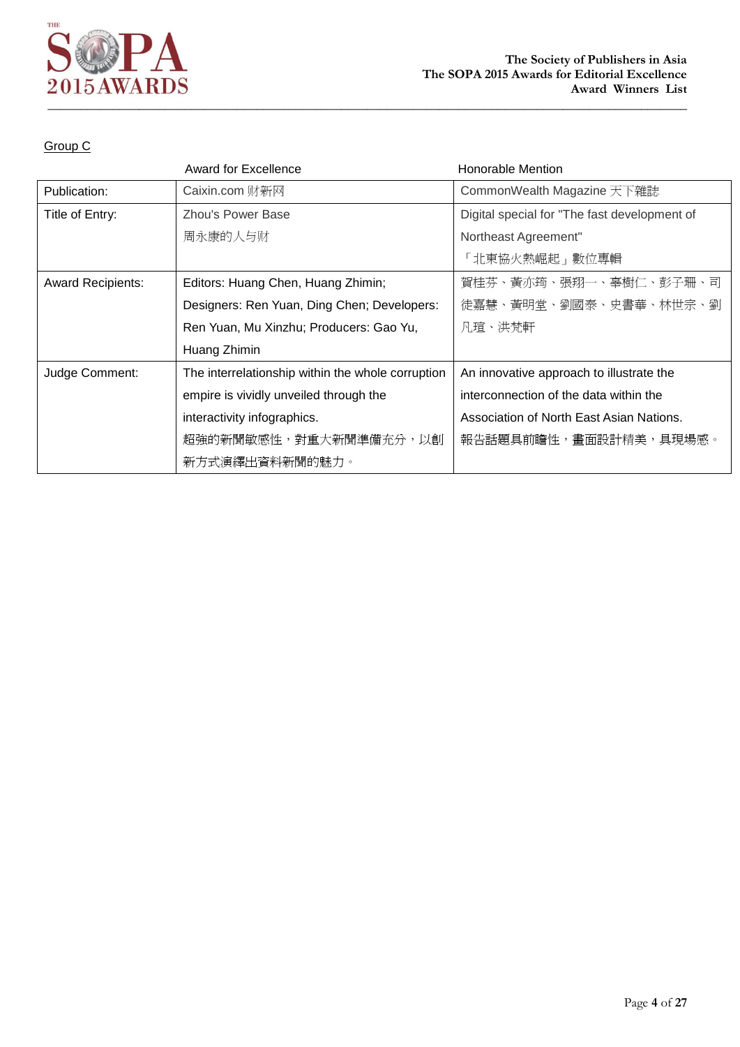Group C

| | Award for Excellence | Honorable Mention |
|---|---|---|
| Publication: | Caixin.com 财新网 | CommonWealth Magazine 天下雜誌 |
| Title of Entry: | Zhou's Power Base<br>周永康的人与财 | Digital special for "The fast development of Northeast Agreement"<br>「北東協火熱崛起」數位專輯 |
| Award Recipients: | Editors: Huang Chen, Huang Zhimin; Designers: Ren Yuan, Ding Chen; Developers: Ren Yuan, Mu Xinzhu; Producers: Gao Yu, Huang Zhimin | 賀桂芬、黃亦筠、張翔一、辜樹仁、彭子珊、司徒嘉慧、黃明堂、劉國泰、史書華、林世宗、劉凡瑄、洪梵軒 |
| Judge Comment: | The interrelationship within the whole corruption empire is vividly unveiled through the interactivity infographics.<br>超強的新聞敏感性，對重大新聞準備充分，以創新方式演繹出資料新聞的魅力。 | An innovative approach to illustrate the interconnection of the data within the Association of North East Asian Nations.<br>報告話題具前瞻性，畫面設計精美，具現場感。 |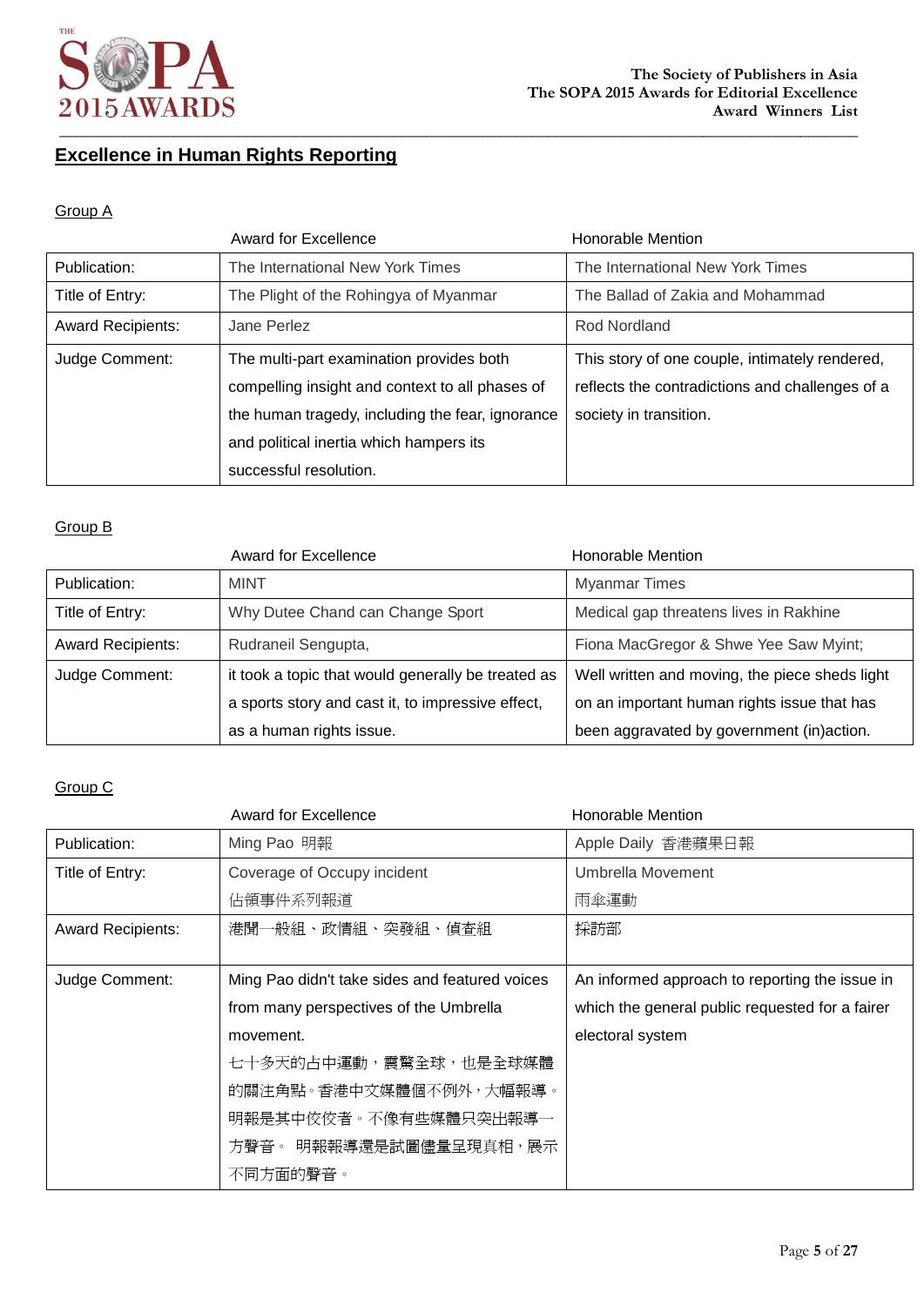## Excellence in Human Rights Reporting

### Group A

| | Award for Excellence | Honorable Mention |
|---|---|---|
| Publication: | The International New York Times | The International New York Times |
| Title of Entry: | The Plight of the Rohingya of Myanmar | The Ballad of Zakia and Mohammad |
| Award Recipients: | Jane Perlez | Rod Nordland |
| Judge Comment: | The multi-part examination provides both compelling insight and context to all phases of the human tragedy, including the fear, ignorance and political inertia which hampers its successful resolution. | This story of one couple, intimately rendered, reflects the contradictions and challenges of a society in transition. |

### Group B

| | Award for Excellence | Honorable Mention |
|---|---|---|
| Publication: | MINT | Myanmar Times |
| Title of Entry: | Why Dutee Chand can Change Sport | Medical gap threatens lives in Rakhine |
| Award Recipients: | Rudraneil Sengupta, | Fiona MacGregor & Shwe Yee Saw Myint; |
| Judge Comment: | it took a topic that would generally be treated as a sports story and cast it, to impressive effect, as a human rights issue. | Well written and moving, the piece sheds light on an important human rights issue that has been aggravated by government (in)action. |

### Group C

| | Award for Excellence | Honorable Mention |
|---|---|---|
| Publication: | Ming Pao 明報 | Apple Daily 香港蘋果日報 |
| Title of Entry: | Coverage of Occupy incident<br>佔領事件系列報道 | Umbrella Movement<br>雨傘運動 |
| Award Recipients: | 港聞一般組、政情組、突發組、偵查組 | 採訪部 |
| Judge Comment: | Ming Pao didn't take sides and featured voices from many perspectives of the Umbrella movement.<br>七十多天的占中運動，震驚全球，也是全球媒體的關注角點。香港中文媒體個不例外，大幅報導。明報是其中佼佼者。不像有些媒體只突出報導一方聲音。 明報報導還是試圖儘量呈現真相，展示不同方面的聲音。 | An informed approach to reporting the issue in which the general public requested for a fairer electoral system |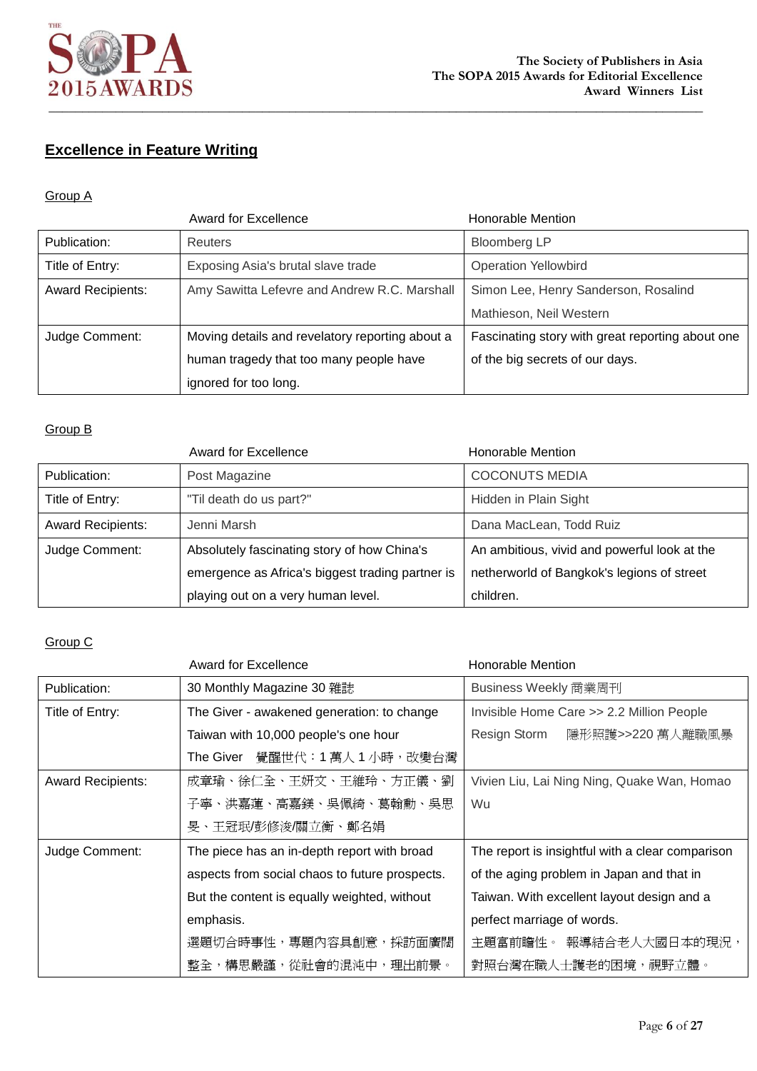## Excellence in Feature Writing

### Group A

| | Award for Excellence | Honorable Mention |
|---|---|---|
| Publication: | Reuters | Bloomberg LP |
| Title of Entry: | Exposing Asia's brutal slave trade | Operation Yellowbird |
| Award Recipients: | Amy Sawitta Lefevre and Andrew R.C. Marshall | Simon Lee, Henry Sanderson, Rosalind Mathieson, Neil Western |
| Judge Comment: | Moving details and revelatory reporting about a human tragedy that too many people have ignored for too long. | Fascinating story with great reporting about one of the big secrets of our days. |

### Group B

| | Award for Excellence | Honorable Mention |
|---|---|---|
| Publication: | Post Magazine | COCONUTS MEDIA |
| Title of Entry: | "Til death do us part?" | Hidden in Plain Sight |
| Award Recipients: | Jenni Marsh | Dana MacLean, Todd Ruiz |
| Judge Comment: | Absolutely fascinating story of how China's emergence as Africa's biggest trading partner is playing out on a very human level. | An ambitious, vivid and powerful look at the netherworld of Bangkok's legions of street children. |

### Group C

| | Award for Excellence | Honorable Mention |
|---|---|---|
| Publication: | 30 Monthly Magazine 30 雜誌 | Business Weekly 商業周刊 |
| Title of Entry: | The Giver - awakened generation: to change Taiwan with 10,000 people's one hour The Giver 覺醒世代：1 萬人 1 小時，改變台灣 | Invisible Home Care >> 2.2 Million People Resign Storm 隱形照護>>220 萬人離職風暴 |
| Award Recipients: | 成章瑜、徐仁全、王妍文、王維玲、方正儀、劉子寧、洪嘉蓮、高嘉鎂、吳佩綺、葛翰勳、吳思旻、王冠珉/彭修浚/關立衡、鄭名娟 | Vivien Liu, Lai Ning Ning, Quake Wan, Homao Wu |
| Judge Comment: | The piece has an in-depth report with broad aspects from social chaos to future prospects. But the content is equally weighted, without emphasis. 選題切合時事性，專題內容具創意，採訪面廣闊整全，構思嚴謹，從社會的混沌中，理出前景。 | The report is insightful with a clear comparison of the aging problem in Japan and that in Taiwan. With excellent layout design and a perfect marriage of words. 主題富前瞻性。 報導結合老人大國日本的現況，對照台灣在職人士護老的困境，視野立體。 |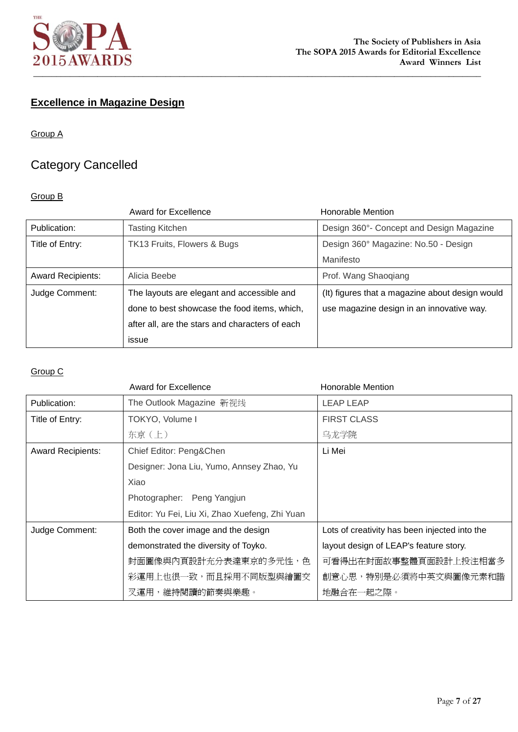## Excellence in Magazine Design

Group A

Category Cancelled

Group B

| | Award for Excellence | Honorable Mention |
|---|---|---|
| Publication: | Tasting Kitchen | Design 360°- Concept and Design Magazine |
| Title of Entry: | TK13 Fruits, Flowers & Bugs | Design 360° Magazine: No.50 - Design Manifesto |
| Award Recipients: | Alicia Beebe | Prof. Wang Shaoqiang |
| Judge Comment: | The layouts are elegant and accessible and done to best showcase the food items, which, after all, are the stars and characters of each issue | (It) figures that a magazine about design would use magazine design in an innovative way. |

Group C

| | Award for Excellence | Honorable Mention |
|---|---|---|
| Publication: | The Outlook Magazine 新视线 | LEAP LEAP |
| Title of Entry: | TOKYO, Volume I<br>东京（上） | FIRST CLASS<br>乌龙学院 |
| Award Recipients: | Chief Editor: Peng&Chen<br>Designer: Jona Liu, Yumo, Annsey Zhao, Yu Xiao<br>Photographer: Peng Yangjun<br>Editor: Yu Fei, Liu Xi, Zhao Xuefeng, Zhi Yuan | Li Mei |
| Judge Comment: | Both the cover image and the design demonstrated the diversity of Toyko.<br>封面圖像與內頁設計充分表達東京的多元性，色彩運用上也很一致，而且採用不同版型與繪圖交叉運用，維持閱讀的節奏與樂趣。 | Lots of creativity has been injected into the layout design of LEAP's feature story.<br>可看得出在封面故事整體頁面設計上投注相當多創意心思，特別是必須將中英文與圖像元素和諧地融合在一起之際。 |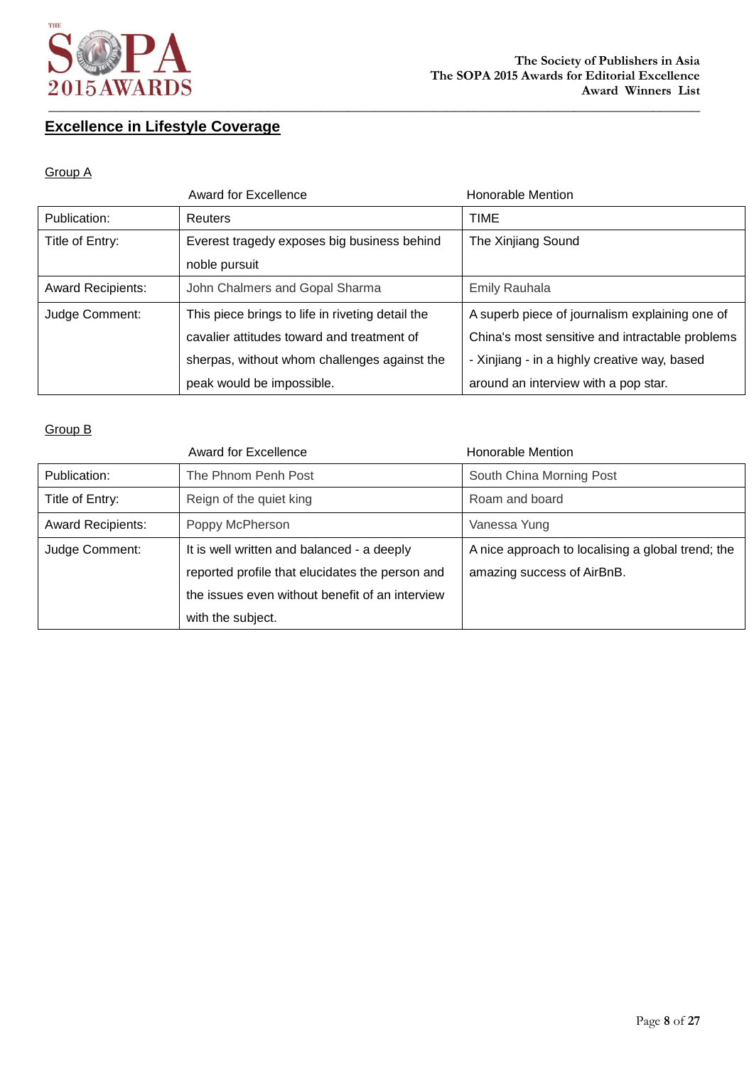## Excellence in Lifestyle Coverage

Group A

| | Award for Excellence | Honorable Mention |
|---|---|---|
| Publication: | Reuters | TIME |
| Title of Entry: | Everest tragedy exposes big business behind noble pursuit | The Xinjiang Sound |
| Award Recipients: | John Chalmers and Gopal Sharma | Emily Rauhala |
| Judge Comment: | This piece brings to life in riveting detail the cavalier attitudes toward and treatment of sherpas, without whom challenges against the peak would be impossible. | A superb piece of journalism explaining one of China's most sensitive and intractable problems - Xinjiang - in a highly creative way, based around an interview with a pop star. |

Group B

| | Award for Excellence | Honorable Mention |
|---|---|---|
| Publication: | The Phnom Penh Post | South China Morning Post |
| Title of Entry: | Reign of the quiet king | Roam and board |
| Award Recipients: | Poppy McPherson | Vanessa Yung |
| Judge Comment: | It is well written and balanced - a deeply reported profile that elucidates the person and the issues even without benefit of an interview with the subject. | A nice approach to localising a global trend; the amazing success of AirBnB. |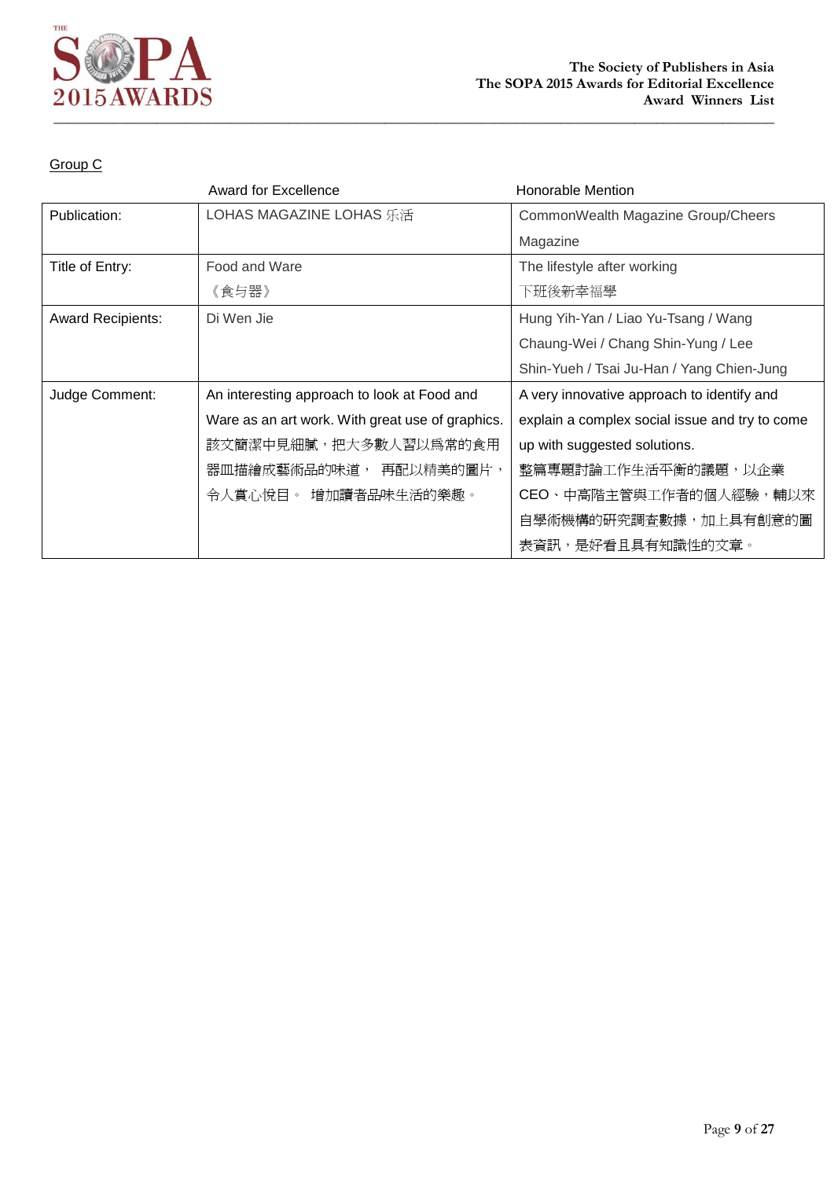Group C

| | Award for Excellence | Honorable Mention |
|---|---|---|
| Publication: | LOHAS MAGAZINE LOHAS 乐活 | CommonWealth Magazine Group/Cheers Magazine |
| Title of Entry: | Food and Ware 《食与器》 | The lifestyle after working 下班後新幸福學 |
| Award Recipients: | Di Wen Jie | Hung Yih-Yan / Liao Yu-Tsang / Wang Chaung-Wei / Chang Shin-Yung / Lee Shin-Yueh / Tsai Ju-Han / Yang Chien-Jung |
| Judge Comment: | An interesting approach to look at Food and Ware as an art work. With great use of graphics. 該文簡潔中見細膩，把大多數人習以為常的食用器皿描繪成藝術品的味道， 再配以精美的圖片，令人賞心悅目。 增加讀者品味生活的樂趣。 | A very innovative approach to identify and explain a complex social issue and try to come up with suggested solutions. 整篇專題討論工作生活平衡的議題，以企業CEO、中高階主管與工作者的個人經驗，輔以來自學術機構的研究調查數據，加上具有創意的圖表資訊，是好看且具有知識性的文章。 |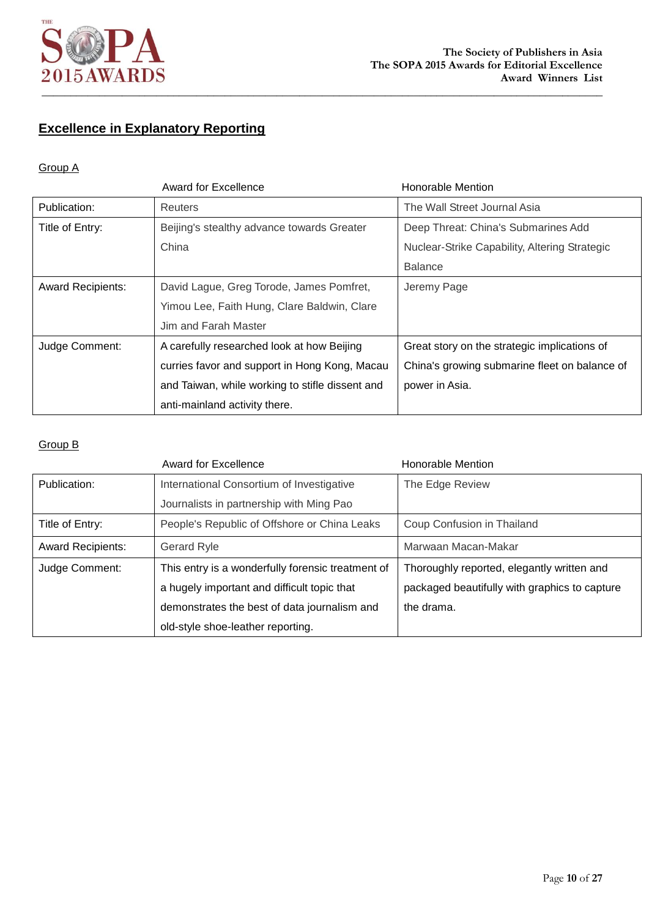## Excellence in Explanatory Reporting

Group A

| | Award for Excellence | Honorable Mention |
|---|---|---|
| Publication: | Reuters | The Wall Street Journal Asia |
| Title of Entry: | Beijing's stealthy advance towards Greater China | Deep Threat: China's Submarines Add Nuclear-Strike Capability, Altering Strategic Balance |
| Award Recipients: | David Lague, Greg Torode, James Pomfret, Yimou Lee, Faith Hung, Clare Baldwin, Clare Jim and Farah Master | Jeremy Page |
| Judge Comment: | A carefully researched look at how Beijing curries favor and support in Hong Kong, Macau and Taiwan, while working to stifle dissent and anti-mainland activity there. | Great story on the strategic implications of China's growing submarine fleet on balance of power in Asia. |

Group B

| | Award for Excellence | Honorable Mention |
|---|---|---|
| Publication: | International Consortium of Investigative Journalists in partnership with Ming Pao | The Edge Review |
| Title of Entry: | People's Republic of Offshore or China Leaks | Coup Confusion in Thailand |
| Award Recipients: | Gerard Ryle | Marwaan Macan-Makar |
| Judge Comment: | This entry is a wonderfully forensic treatment of a hugely important and difficult topic that demonstrates the best of data journalism and old-style shoe-leather reporting. | Thoroughly reported, elegantly written and packaged beautifully with graphics to capture the drama. |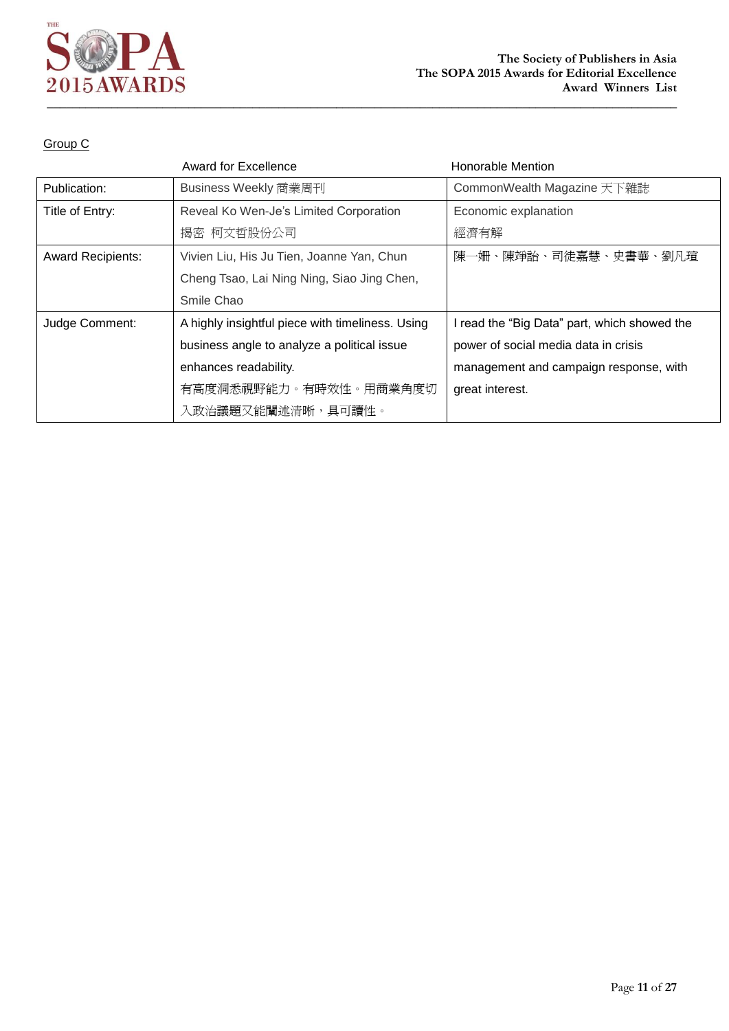Group C

| | Award for Excellence | Honorable Mention |
|---|---|---|
| Publication: | Business Weekly 商業周刊 | CommonWealth Magazine 天下雜誌 |
| Title of Entry: | Reveal Ko Wen-Je's Limited Corporation<br>揭密 柯文哲股份公司 | Economic explanation<br>經濟有解 |
| Award Recipients: | Vivien Liu, His Ju Tien, Joanne Yan, Chun Cheng Tsao, Lai Ning Ning, Siao Jing Chen, Smile Chao | 陳一姍、陳竫詒、司徒嘉慧、史書華、劉凡瑄 |
| Judge Comment: | A highly insightful piece with timeliness. Using business angle to analyze a political issue enhances readability.<br>有高度洞悉視野能力。有時效性。用商業角度切入政治議題又能闡述清晰，具可讀性。 | I read the "Big Data" part, which showed the power of social media data in crisis management and campaign response, with great interest. |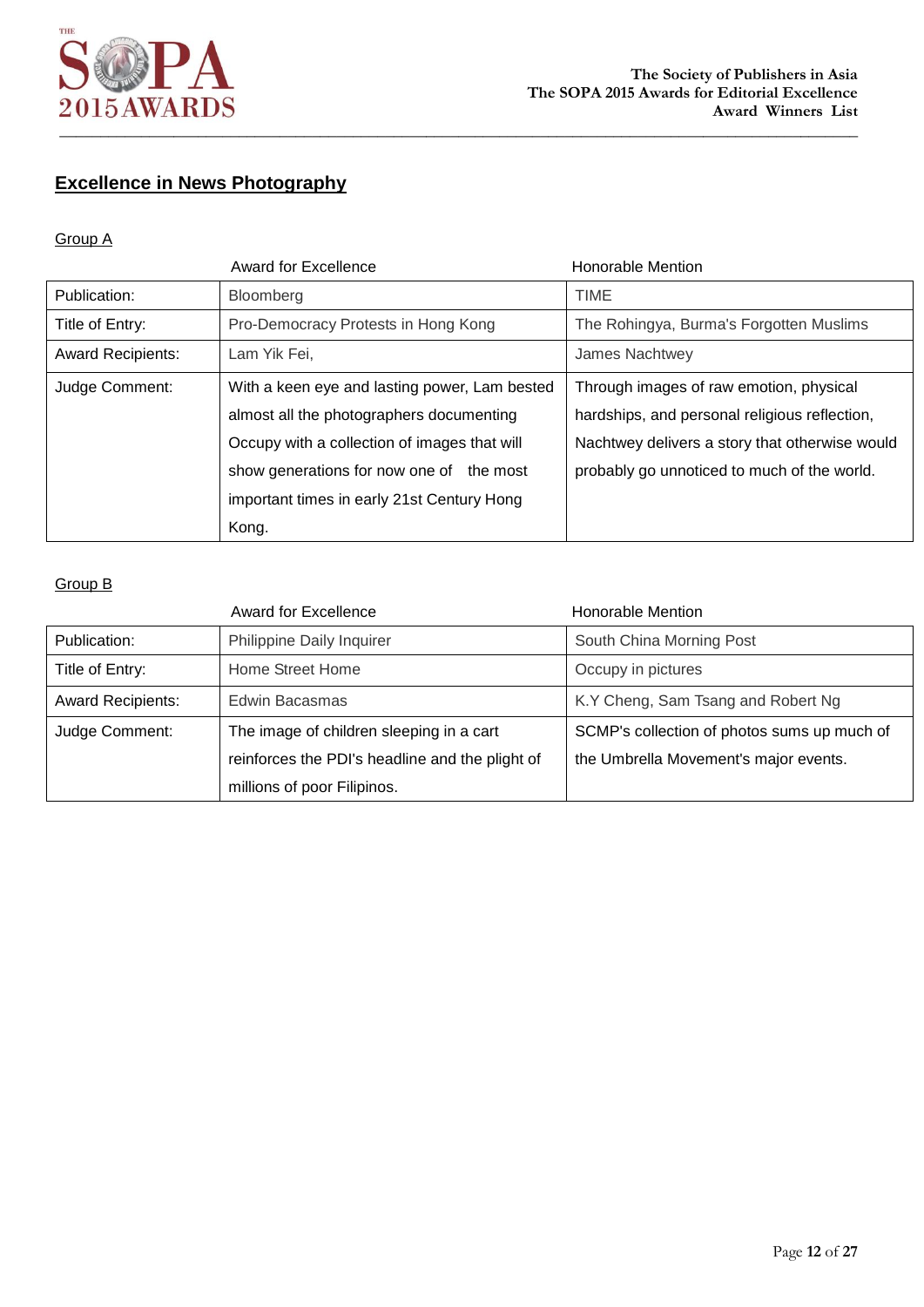## Excellence in News Photography

### Group A

| | Award for Excellence | Honorable Mention |
|---|---|---|
| Publication: | Bloomberg | TIME |
| Title of Entry: | Pro-Democracy Protests in Hong Kong | The Rohingya, Burma's Forgotten Muslims |
| Award Recipients: | Lam Yik Fei, | James Nachtwey |
| Judge Comment: | With a keen eye and lasting power, Lam bested almost all the photographers documenting Occupy with a collection of images that will show generations for now one of the most important times in early 21st Century Hong Kong. | Through images of raw emotion, physical hardships, and personal religious reflection, Nachtwey delivers a story that otherwise would probably go unnoticed to much of the world. |

### Group B

| | Award for Excellence | Honorable Mention |
|---|---|---|
| Publication: | Philippine Daily Inquirer | South China Morning Post |
| Title of Entry: | Home Street Home | Occupy in pictures |
| Award Recipients: | Edwin Bacasmas | K.Y Cheng, Sam Tsang and Robert Ng |
| Judge Comment: | The image of children sleeping in a cart reinforces the PDI's headline and the plight of millions of poor Filipinos. | SCMP's collection of photos sums up much of the Umbrella Movement's major events. |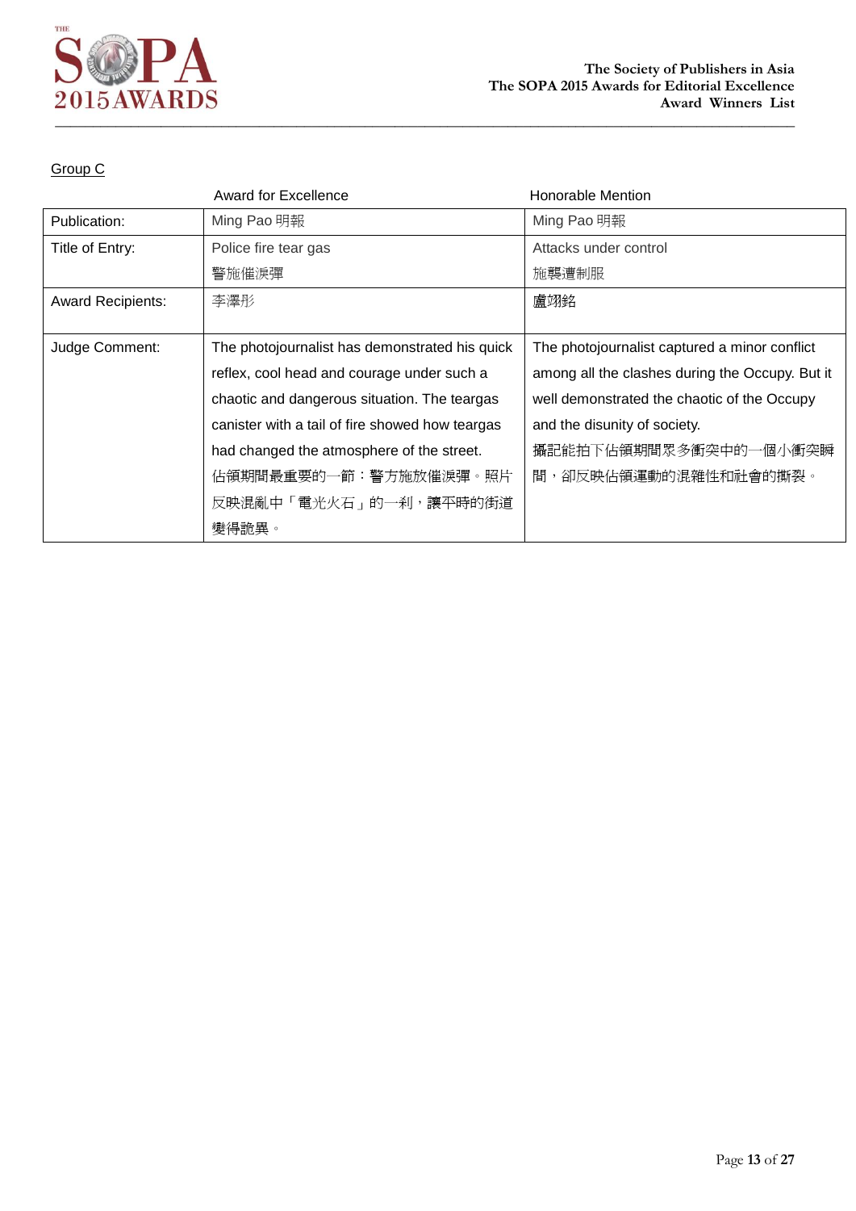Group C

| | Award for Excellence | Honorable Mention |
|---|---|---|
| Publication: | Ming Pao 明報 | Ming Pao 明報 |
| Title of Entry: | Police fire tear gas<br>警施催淚彈 | Attacks under control<br>施襲遭制服 |
| Award Recipients: | 李澤彤 | 盧翊銘 |
| Judge Comment: | The photojournalist has demonstrated his quick reflex, cool head and courage under such a chaotic and dangerous situation. The teargas canister with a tail of fire showed how teargas had changed the atmosphere of the street.<br>佔領期間最重要的一節：警方施放催淚彈。照片反映混亂中「電光火石」的一刹，讓平時的街道變得詭異。 | The photojournalist captured a minor conflict among all the clashes during the Occupy. But it well demonstrated the chaotic of the Occupy and the disunity of society.<br>攝記能拍下佔領期間眾多衝突中的一個小衝突瞬間，卻反映佔領運動的混雜性和社會的撕裂。 |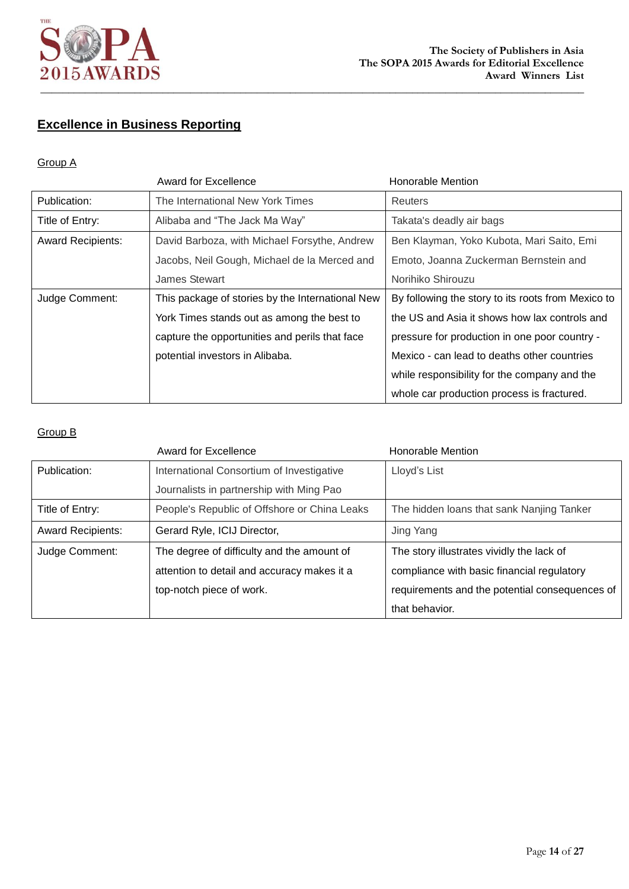## Excellence in Business Reporting

### Group A

| | Award for Excellence | Honorable Mention |
|---|---|---|
| Publication: | The International New York Times | Reuters |
| Title of Entry: | Alibaba and "The Jack Ma Way" | Takata's deadly air bags |
| Award Recipients: | David Barboza, with Michael Forsythe, Andrew Jacobs, Neil Gough, Michael de la Merced and James Stewart | Ben Klayman, Yoko Kubota, Mari Saito, Emi Emoto, Joanna Zuckerman Bernstein and Norihiko Shirouzu |
| Judge Comment: | This package of stories by the International New York Times stands out as among the best to capture the opportunities and perils that face potential investors in Alibaba. | By following the story to its roots from Mexico to the US and Asia it shows how lax controls and pressure for production in one poor country - Mexico - can lead to deaths other countries while responsibility for the company and the whole car production process is fractured. |

### Group B

| | Award for Excellence | Honorable Mention |
|---|---|---|
| Publication: | International Consortium of Investigative Journalists in partnership with Ming Pao | Lloyd's List |
| Title of Entry: | People's Republic of Offshore or China Leaks | The hidden loans that sank Nanjing Tanker |
| Award Recipients: | Gerard Ryle, ICIJ Director, | Jing Yang |
| Judge Comment: | The degree of difficulty and the amount of attention to detail and accuracy makes it a top-notch piece of work. | The story illustrates vividly the lack of compliance with basic financial regulatory requirements and the potential consequences of that behavior. |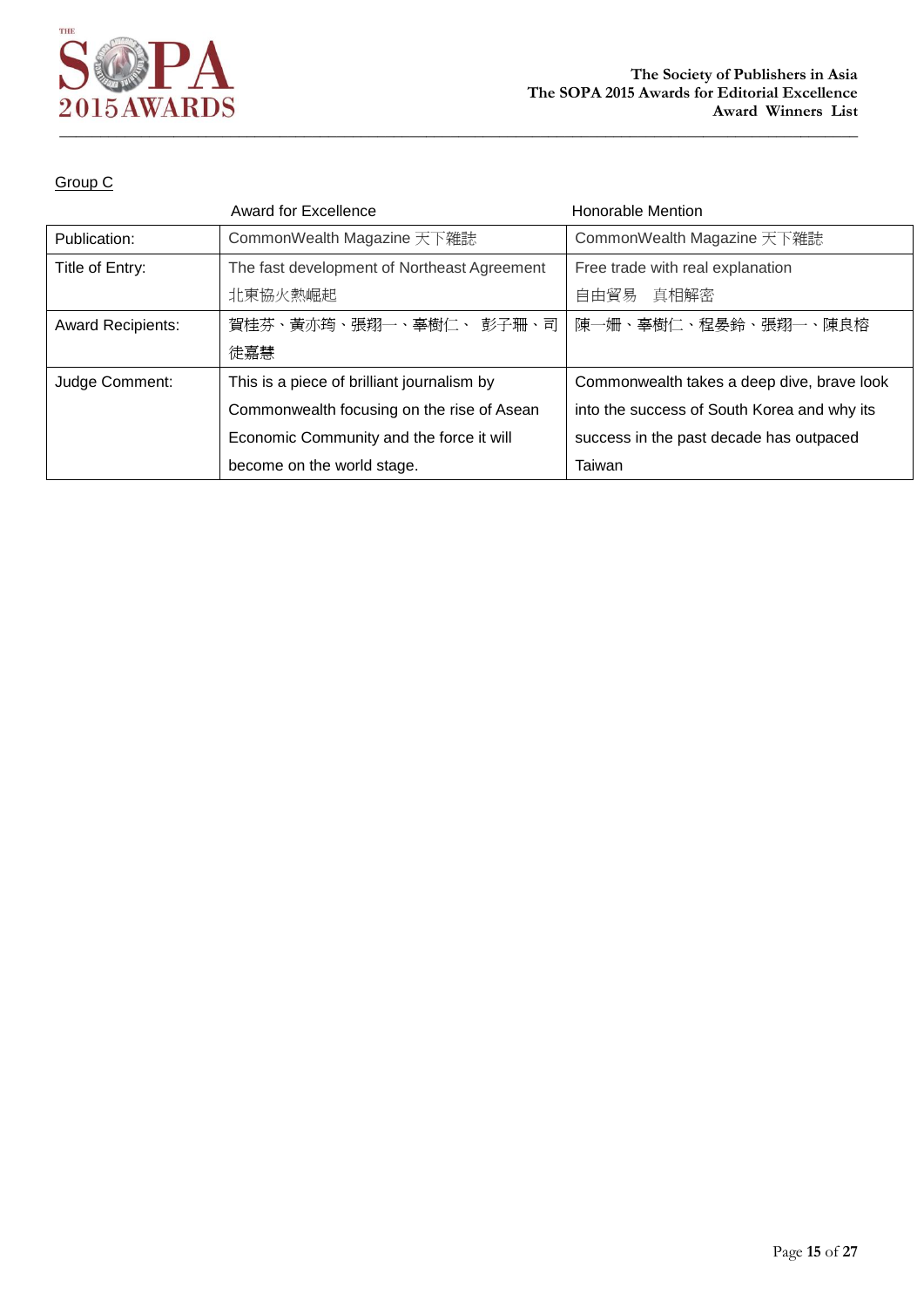Group C

| | Award for Excellence | Honorable Mention |
|---|---|---|
| Publication: | CommonWealth Magazine 天下雜誌 | CommonWealth Magazine 天下雜誌 |
| Title of Entry: | The fast development of Northeast Agreement 北東協火熱崛起 | Free trade with real explanation 自由貿易　真相解密 |
| Award Recipients: | 賀桂芬、黃亦筠、張翔一、辜樹仁、 彭子珊、司徒嘉慧 | 陳一姍、辜樹仁、程晏鈴、張翔一、陳良榕 |
| Judge Comment: | This is a piece of brilliant journalism by Commonwealth focusing on the rise of Asean Economic Community and the force it will become on the world stage. | Commonwealth takes a deep dive, brave look into the success of South Korea and why its success in the past decade has outpaced Taiwan |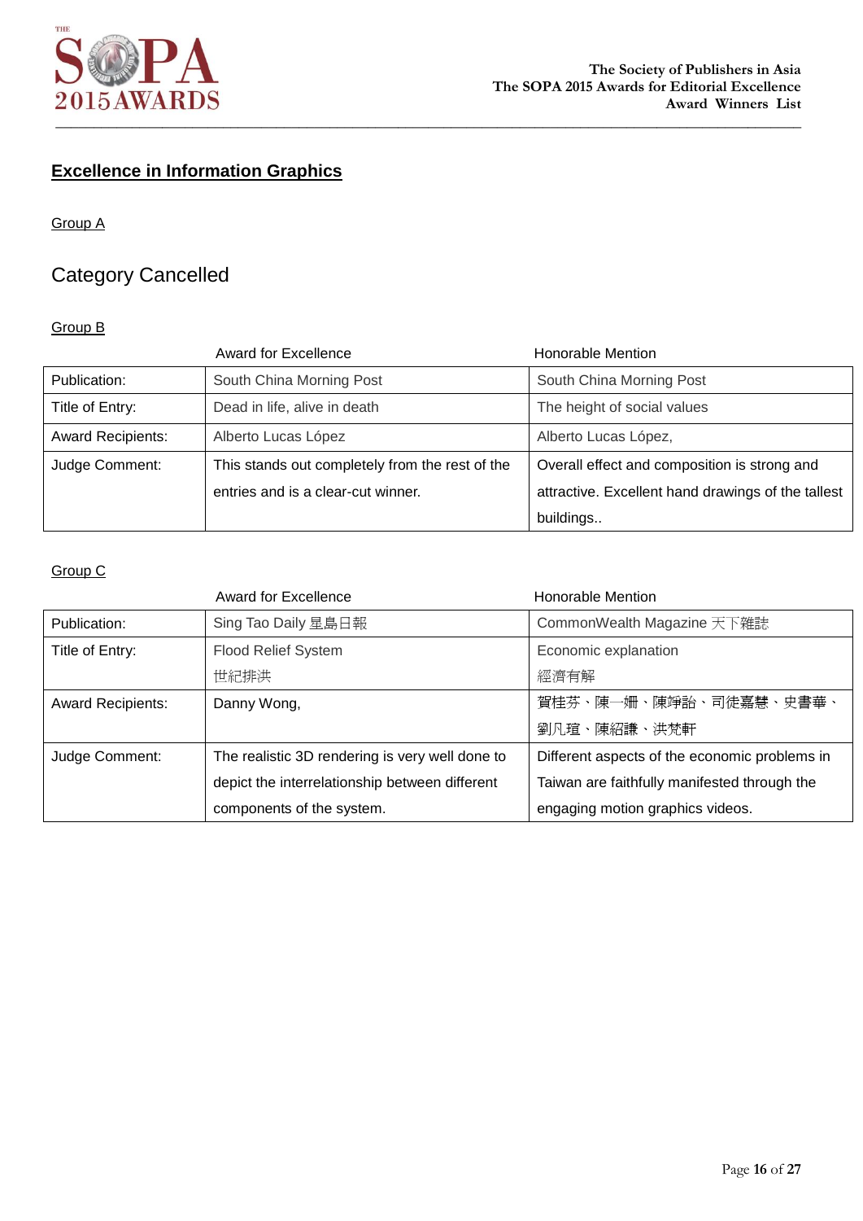## Excellence in Information Graphics

Group A

### Category Cancelled

Group B

| | Award for Excellence | Honorable Mention |
|---|---|---|
| Publication: | South China Morning Post | South China Morning Post |
| Title of Entry: | Dead in life, alive in death | The height of social values |
| Award Recipients: | Alberto Lucas López | Alberto Lucas López, |
| Judge Comment: | This stands out completely from the rest of the entries and is a clear-cut winner. | Overall effect and composition is strong and attractive. Excellent hand drawings of the tallest buildings.. |

Group C

| | Award for Excellence | Honorable Mention |
|---|---|---|
| Publication: | Sing Tao Daily 星島日報 | CommonWealth Magazine 天下雜誌 |
| Title of Entry: | Flood Relief System 世紀排洪 | Economic explanation 經濟有解 |
| Award Recipients: | Danny Wong, | 賀桂芬、陳一姍、陳竫詒、司徒嘉慧、史書華、劉凡瑄、陳紹謙、洪梵軒 |
| Judge Comment: | The realistic 3D rendering is very well done to depict the interrelationship between different components of the system. | Different aspects of the economic problems in Taiwan are faithfully manifested through the engaging motion graphics videos. |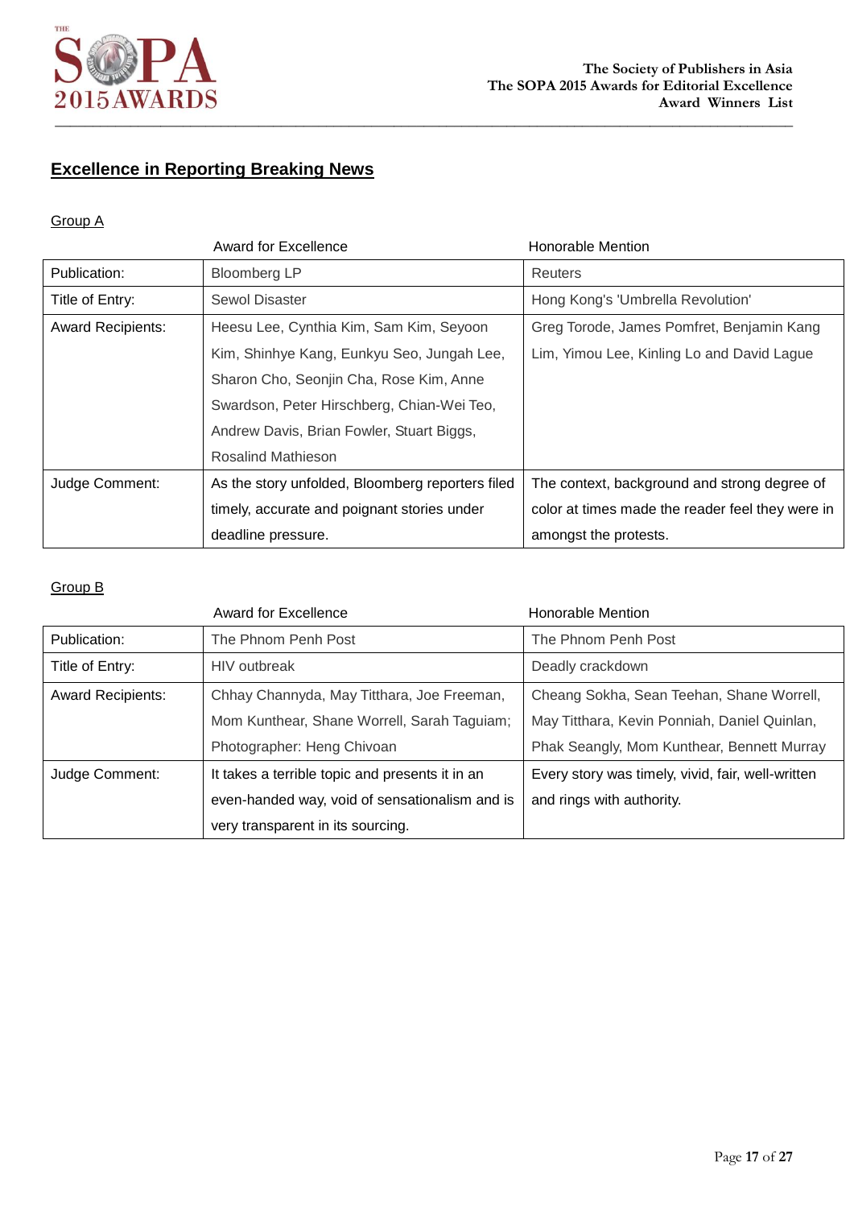## Excellence in Reporting Breaking News

### Group A

| | Award for Excellence | Honorable Mention |
|---|---|---|
| Publication: | Bloomberg LP | Reuters |
| Title of Entry: | Sewol Disaster | Hong Kong's 'Umbrella Revolution' |
| Award Recipients: | Heesu Lee, Cynthia Kim, Sam Kim, Seyoon Kim, Shinhye Kang, Eunkyu Seo, Jungah Lee, Sharon Cho, Seonjin Cha, Rose Kim, Anne Swardson, Peter Hirschberg, Chian-Wei Teo, Andrew Davis, Brian Fowler, Stuart Biggs, Rosalind Mathieson | Greg Torode, James Pomfret, Benjamin Kang Lim, Yimou Lee, Kinling Lo and David Lague |
| Judge Comment: | As the story unfolded, Bloomberg reporters filed timely, accurate and poignant stories under deadline pressure. | The context, background and strong degree of color at times made the reader feel they were in amongst the protests. |

### Group B

| | Award for Excellence | Honorable Mention |
|---|---|---|
| Publication: | The Phnom Penh Post | The Phnom Penh Post |
| Title of Entry: | HIV outbreak | Deadly crackdown |
| Award Recipients: | Chhay Channyda, May Titthara, Joe Freeman, Mom Kunthear, Shane Worrell, Sarah Taguiam; Photographer: Heng Chivoan | Cheang Sokha, Sean Teehan, Shane Worrell, May Titthara, Kevin Ponniah, Daniel Quinlan, Phak Seangly, Mom Kunthear, Bennett Murray |
| Judge Comment: | It takes a terrible topic and presents it in an even-handed way, void of sensationalism and is very transparent in its sourcing. | Every story was timely, vivid, fair, well-written and rings with authority. |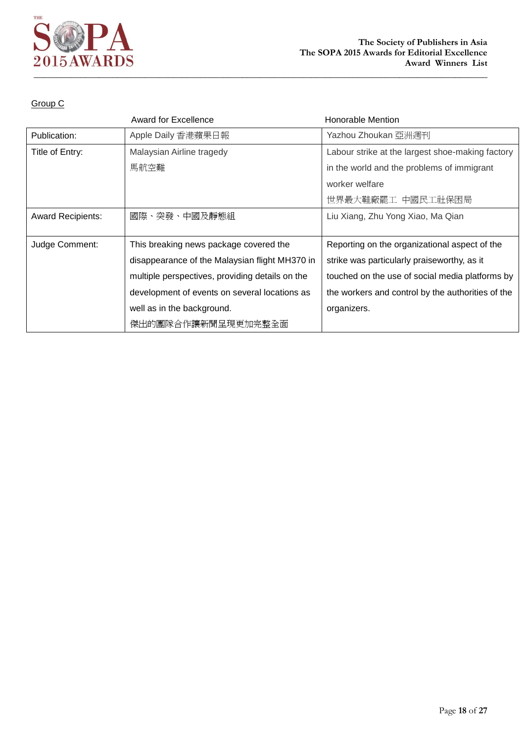Group C

| | Award for Excellence | Honorable Mention |
|---|---|---|
| Publication: | Apple Daily 香港蘋果日報 | Yazhou Zhoukan 亞洲週刊 |
| Title of Entry: | Malaysian Airline tragedy<br>馬航空難 | Labour strike at the largest shoe-making factory in the world and the problems of immigrant worker welfare<br>世界最大鞋廠罷工 中國民工社保困局 |
| Award Recipients: | 國際、突發、中國及靜態組 | Liu Xiang, Zhu Yong Xiao, Ma Qian |
| Judge Comment: | This breaking news package covered the disappearance of the Malaysian flight MH370 in multiple perspectives, providing details on the development of events on several locations as well as in the background.<br>傑出的團隊合作讓新聞呈現更加完整全面 | Reporting on the organizational aspect of the strike was particularly praiseworthy, as it touched on the use of social media platforms by the workers and control by the authorities of the organizers. |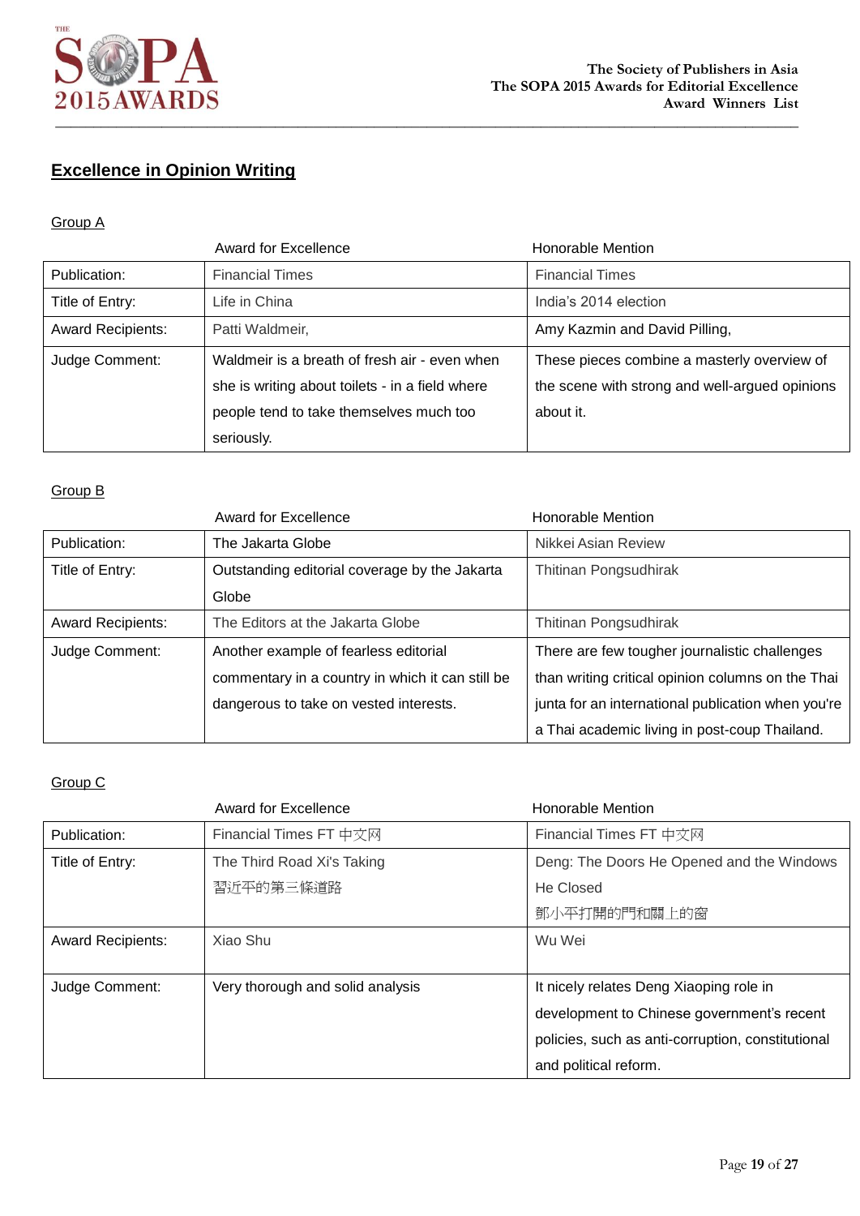## Excellence in Opinion Writing

### Group A

| | Award for Excellence | Honorable Mention |
|---|---|---|
| Publication: | Financial Times | Financial Times |
| Title of Entry: | Life in China | India's 2014 election |
| Award Recipients: | Patti Waldmeir, | Amy Kazmin and David Pilling, |
| Judge Comment: | Waldmeir is a breath of fresh air - even when she is writing about toilets - in a field where people tend to take themselves much too seriously. | These pieces combine a masterly overview of the scene with strong and well-argued opinions about it. |

### Group B

| | Award for Excellence | Honorable Mention |
|---|---|---|
| Publication: | The Jakarta Globe | Nikkei Asian Review |
| Title of Entry: | Outstanding editorial coverage by the Jakarta Globe | Thitinan Pongsudhirak |
| Award Recipients: | The Editors at the Jakarta Globe | Thitinan Pongsudhirak |
| Judge Comment: | Another example of fearless editorial commentary in a country in which it can still be dangerous to take on vested interests. | There are few tougher journalistic challenges than writing critical opinion columns on the Thai junta for an international publication when you're a Thai academic living in post-coup Thailand. |

### Group C

| | Award for Excellence | Honorable Mention |
|---|---|---|
| Publication: | Financial Times FT 中文网 | Financial Times FT 中文网 |
| Title of Entry: | The Third Road Xi's Taking 習近平的第三條道路 | Deng: The Doors He Opened and the Windows He Closed 鄧小平打開的門和關上的窗 |
| Award Recipients: | Xiao Shu | Wu Wei |
| Judge Comment: | Very thorough and solid analysis | It nicely relates Deng Xiaoping role in development to Chinese government's recent policies, such as anti-corruption, constitutional and political reform. |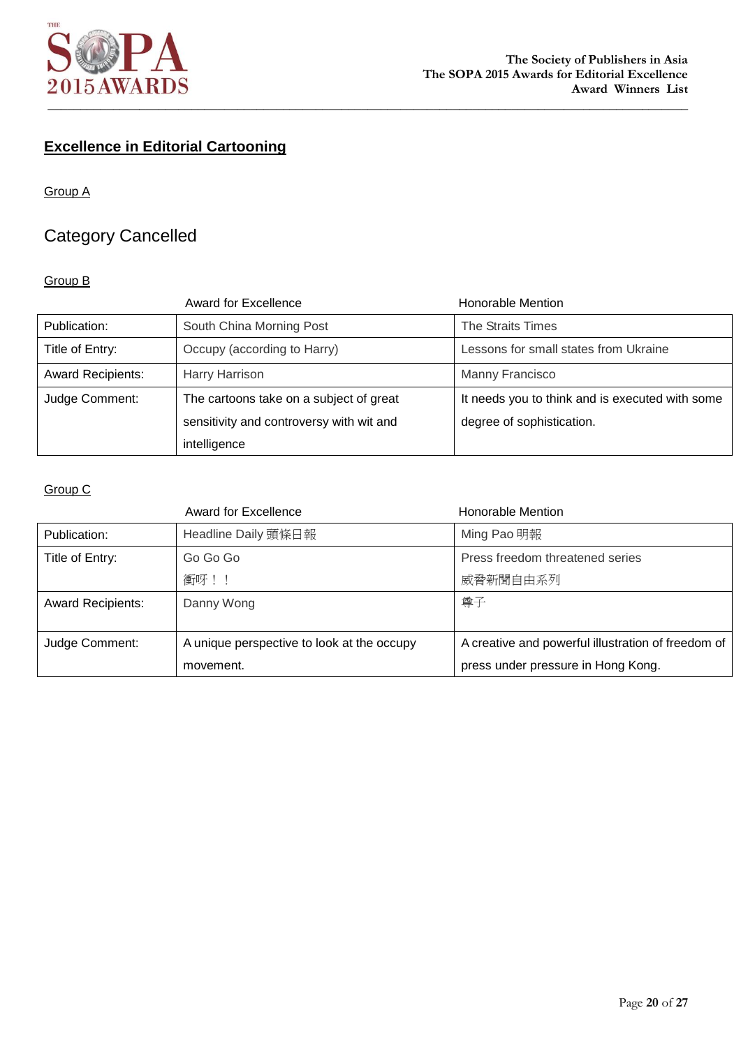## Excellence in Editorial Cartooning

Group A

### Category Cancelled

Group B

| | Award for Excellence | Honorable Mention |
|---|---|---|
| Publication: | South China Morning Post | The Straits Times |
| Title of Entry: | Occupy (according to Harry) | Lessons for small states from Ukraine |
| Award Recipients: | Harry Harrison | Manny Francisco |
| Judge Comment: | The cartoons take on a subject of great sensitivity and controversy with wit and intelligence | It needs you to think and is executed with some degree of sophistication. |

Group C

| | Award for Excellence | Honorable Mention |
|---|---|---|
| Publication: | Headline Daily 頭條日報 | Ming Pao 明報 |
| Title of Entry: | Go Go Go<br>衝呀！！ | Press freedom threatened series<br>威脅新聞自由系列 |
| Award Recipients: | Danny Wong | 尊子 |
| Judge Comment: | A unique perspective to look at the occupy movement. | A creative and powerful illustration of freedom of press under pressure in Hong Kong. |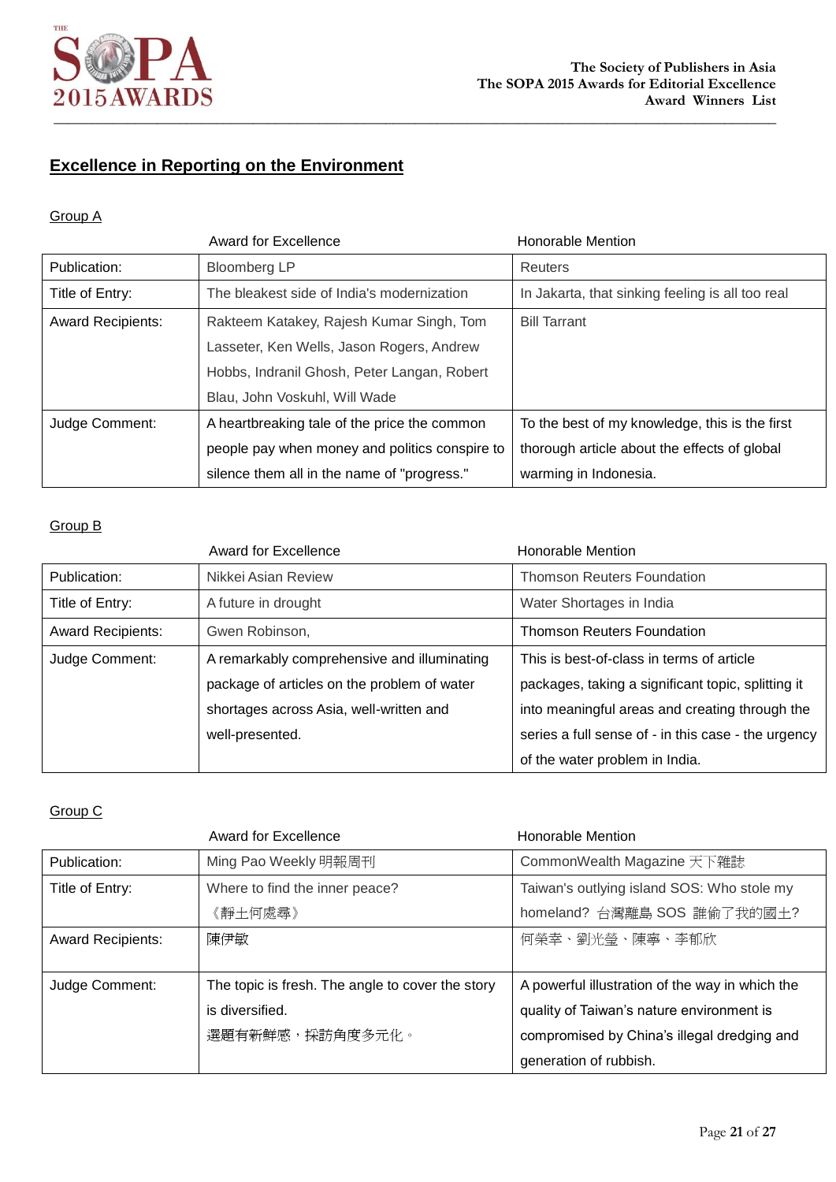## Excellence in Reporting on the Environment

### Group A

| | Award for Excellence | Honorable Mention |
|---|---|---|
| Publication: | Bloomberg LP | Reuters |
| Title of Entry: | The bleakest side of India's modernization | In Jakarta, that sinking feeling is all too real |
| Award Recipients: | Rakteem Katakey, Rajesh Kumar Singh, Tom Lasseter, Ken Wells, Jason Rogers, Andrew Hobbs, Indranil Ghosh, Peter Langan, Robert Blau, John Voskuhl, Will Wade | Bill Tarrant |
| Judge Comment: | A heartbreaking tale of the price the common people pay when money and politics conspire to silence them all in the name of "progress." | To the best of my knowledge, this is the first thorough article about the effects of global warming in Indonesia. |

### Group B

| | Award for Excellence | Honorable Mention |
|---|---|---|
| Publication: | Nikkei Asian Review | Thomson Reuters Foundation |
| Title of Entry: | A future in drought | Water Shortages in India |
| Award Recipients: | Gwen Robinson, | Thomson Reuters Foundation |
| Judge Comment: | A remarkably comprehensive and illuminating package of articles on the problem of water shortages across Asia, well-written and well-presented. | This is best-of-class in terms of article packages, taking a significant topic, splitting it into meaningful areas and creating through the series a full sense of - in this case - the urgency of the water problem in India. |

### Group C

| | Award for Excellence | Honorable Mention |
|---|---|---|
| Publication: | Ming Pao Weekly 明報周刊 | CommonWealth Magazine 天下雜誌 |
| Title of Entry: | Where to find the inner peace? 《靜土何處尋》 | Taiwan's outlying island SOS: Who stole my homeland? 台灣離島 SOS 誰偷了我的國土? |
| Award Recipients: | 陳伊敏 | 何榮幸、劉光瑩、陳寧、李郁欣 |
| Judge Comment: | The topic is fresh. The angle to cover the story is diversified. 選題有新鮮感，採訪角度多元化。 | A powerful illustration of the way in which the quality of Taiwan's nature environment is compromised by China's illegal dredging and generation of rubbish. |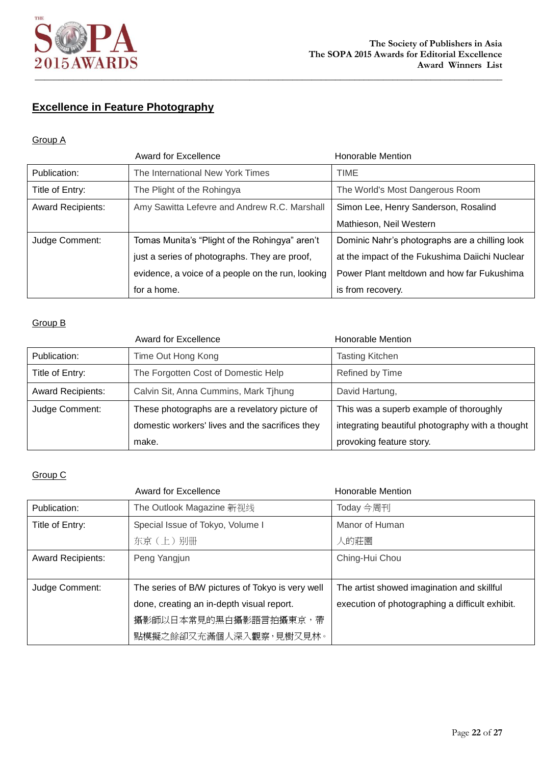## Excellence in Feature Photography

Group A

| | Award for Excellence | Honorable Mention |
|---|---|---|
| Publication: | The International New York Times | TIME |
| Title of Entry: | The Plight of the Rohingya | The World's Most Dangerous Room |
| Award Recipients: | Amy Sawitta Lefevre and Andrew R.C. Marshall | Simon Lee, Henry Sanderson, Rosalind Mathieson, Neil Western |
| Judge Comment: | Tomas Munita's "Plight of the Rohingya" aren't just a series of photographs. They are proof, evidence, a voice of a people on the run, looking for a home. | Dominic Nahr's photographs are a chilling look at the impact of the Fukushima Daiichi Nuclear Power Plant meltdown and how far Fukushima is from recovery. |

Group B

| | Award for Excellence | Honorable Mention |
|---|---|---|
| Publication: | Time Out Hong Kong | Tasting Kitchen |
| Title of Entry: | The Forgotten Cost of Domestic Help | Refined by Time |
| Award Recipients: | Calvin Sit, Anna Cummins, Mark Tjhung | David Hartung, |
| Judge Comment: | These photographs are a revelatory picture of domestic workers' lives and the sacrifices they make. | This was a superb example of thoroughly integrating beautiful photography with a thought provoking feature story. |

Group C

| | Award for Excellence | Honorable Mention |
|---|---|---|
| Publication: | The Outlook Magazine 新视线 | Today 今周刊 |
| Title of Entry: | Special Issue of Tokyo, Volume I 东京（上）别册 | Manor of Human 人的莊園 |
| Award Recipients: | Peng Yangjun | Ching-Hui Chou |
| Judge Comment: | The series of B/W pictures of Tokyo is very well done, creating an in-depth visual report. 攝影師以日本常見的黑白攝影語言拍攝東京，帶點模擬之餘卻又充滿個人深入觀察，見樹又見林。 | The artist showed imagination and skillful execution of photographing a difficult exhibit. |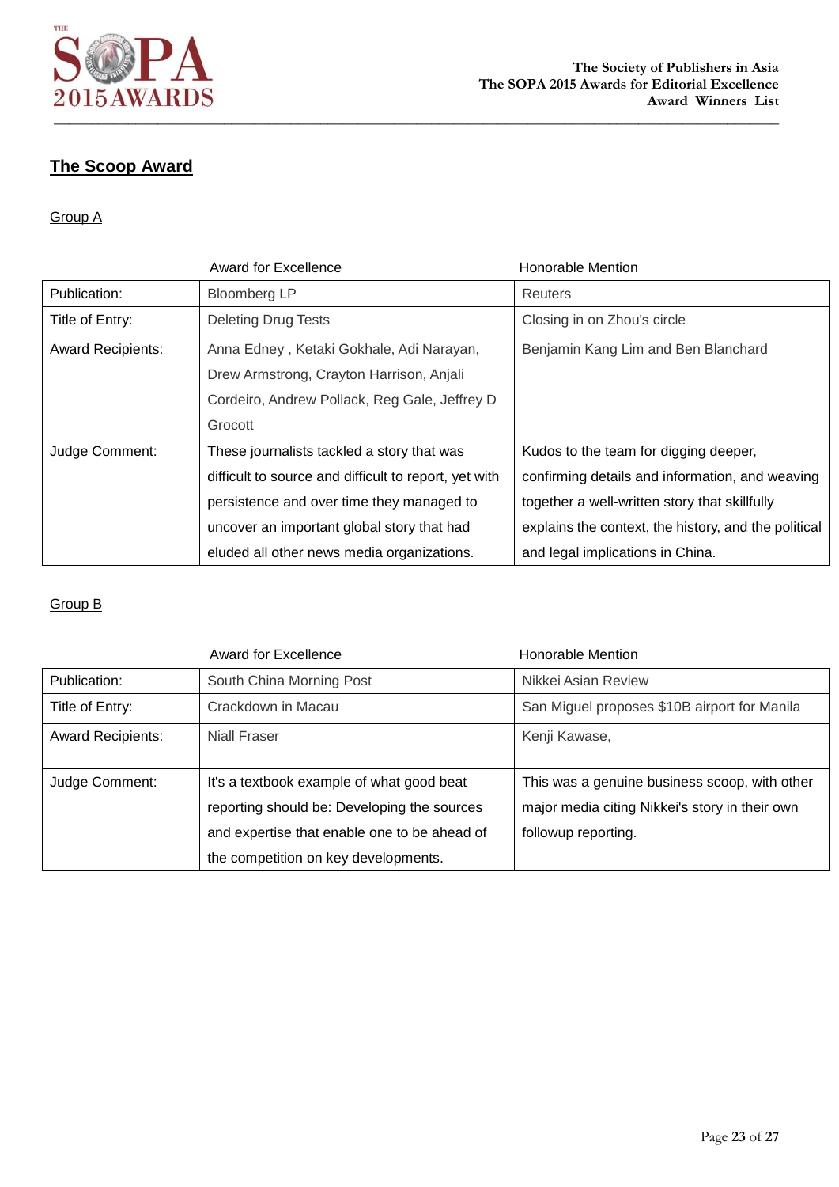## The Scoop Award

### Group A

| | Award for Excellence | Honorable Mention |
|---|---|---|
| Publication: | Bloomberg LP | Reuters |
| Title of Entry: | Deleting Drug Tests | Closing in on Zhou's circle |
| Award Recipients: | Anna Edney , Ketaki Gokhale, Adi Narayan, Drew Armstrong, Crayton Harrison, Anjali Cordeiro, Andrew Pollack, Reg Gale, Jeffrey D Grocott | Benjamin Kang Lim and Ben Blanchard |
| Judge Comment: | These journalists tackled a story that was difficult to source and difficult to report, yet with persistence and over time they managed to uncover an important global story that had eluded all other news media organizations. | Kudos to the team for digging deeper, confirming details and information, and weaving together a well-written story that skillfully explains the context, the history, and the political and legal implications in China. |

### Group B

| | Award for Excellence | Honorable Mention |
|---|---|---|
| Publication: | South China Morning Post | Nikkei Asian Review |
| Title of Entry: | Crackdown in Macau | San Miguel proposes $10B airport for Manila |
| Award Recipients: | Niall Fraser | Kenji Kawase, |
| Judge Comment: | It's a textbook example of what good beat reporting should be: Developing the sources and expertise that enable one to be ahead of the competition on key developments. | This was a genuine business scoop, with other major media citing Nikkei's story in their own followup reporting. |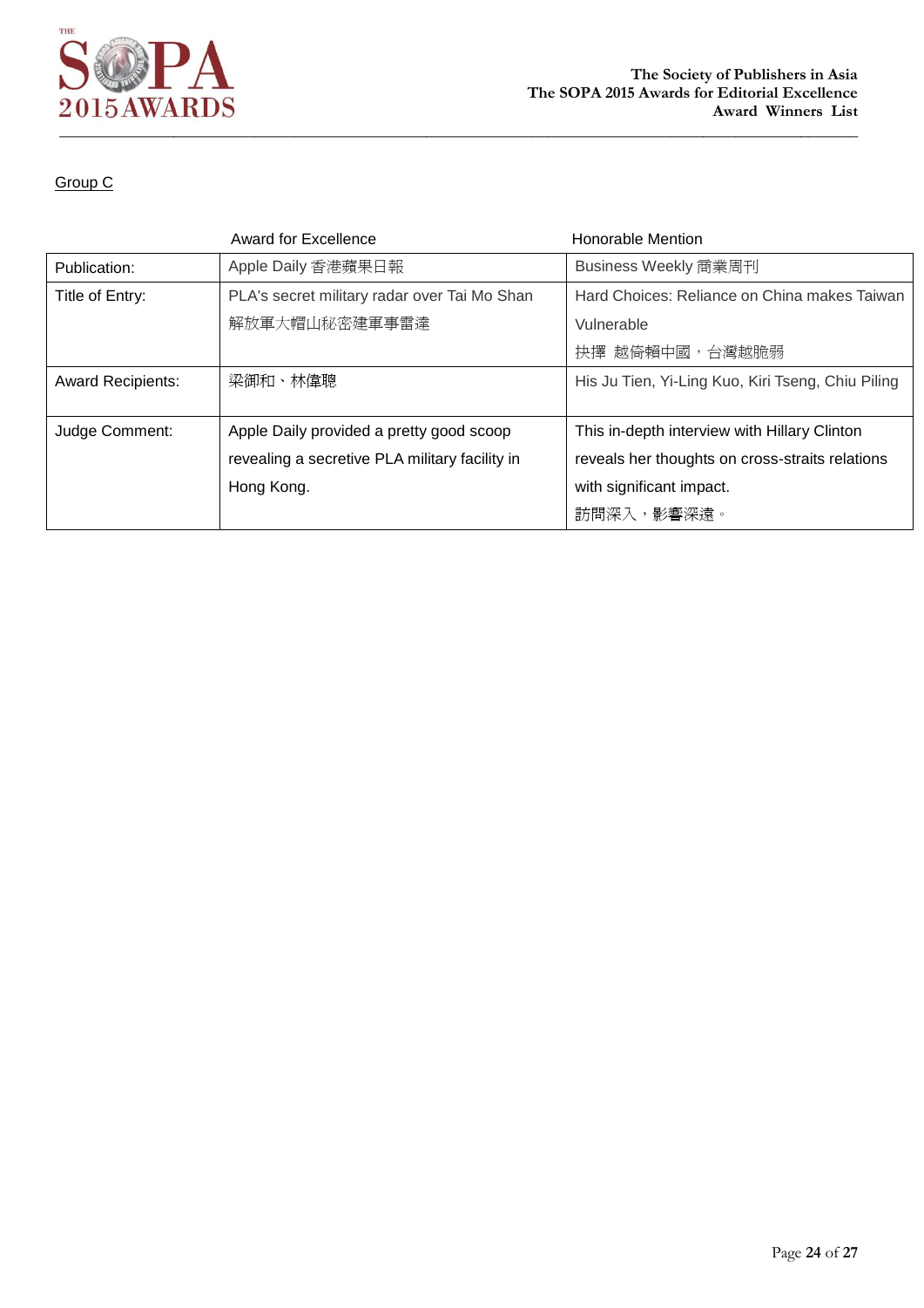Group C

| | Award for Excellence | Honorable Mention |
|---|---|---|
| Publication: | Apple Daily 香港蘋果日報 | Business Weekly 商業周刊 |
| Title of Entry: | PLA's secret military radar over Tai Mo Shan<br>解放軍大帽山秘密建軍事雷達 | Hard Choices: Reliance on China makes Taiwan Vulnerable<br>抉擇 越倚賴中國，台灣越脆弱 |
| Award Recipients: | 梁御和、林偉聰 | His Ju Tien, Yi-Ling Kuo, Kiri Tseng, Chiu Piling |
| Judge Comment: | Apple Daily provided a pretty good scoop revealing a secretive PLA military facility in Hong Kong. | This in-depth interview with Hillary Clinton reveals her thoughts on cross-straits relations with significant impact.<br>訪問深入，影響深遠。 |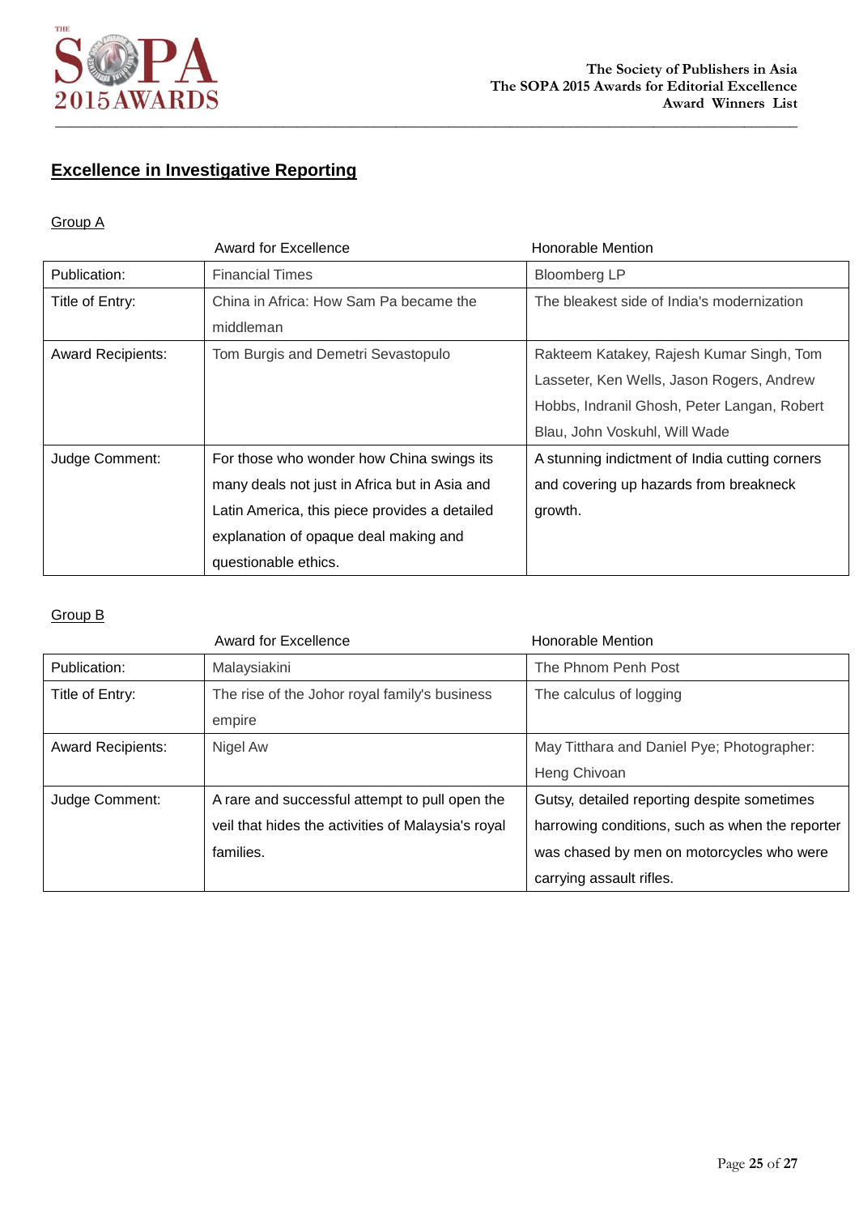## Excellence in Investigative Reporting

Group A

| | Award for Excellence | Honorable Mention |
|---|---|---|
| Publication: | Financial Times | Bloomberg LP |
| Title of Entry: | China in Africa: How Sam Pa became the middleman | The bleakest side of India's modernization |
| Award Recipients: | Tom Burgis and Demetri Sevastopulo | Rakteem Katakey, Rajesh Kumar Singh, Tom Lasseter, Ken Wells, Jason Rogers, Andrew Hobbs, Indranil Ghosh, Peter Langan, Robert Blau, John Voskuhl, Will Wade |
| Judge Comment: | For those who wonder how China swings its many deals not just in Africa but in Asia and Latin America, this piece provides a detailed explanation of opaque deal making and questionable ethics. | A stunning indictment of India cutting corners and covering up hazards from breakneck growth. |

Group B

| | Award for Excellence | Honorable Mention |
|---|---|---|
| Publication: | Malaysiakini | The Phnom Penh Post |
| Title of Entry: | The rise of the Johor royal family's business empire | The calculus of logging |
| Award Recipients: | Nigel Aw | May Titthara and Daniel Pye; Photographer: Heng Chivoan |
| Judge Comment: | A rare and successful attempt to pull open the veil that hides the activities of Malaysia's royal families. | Gutsy, detailed reporting despite sometimes harrowing conditions, such as when the reporter was chased by men on motorcycles who were carrying assault rifles. |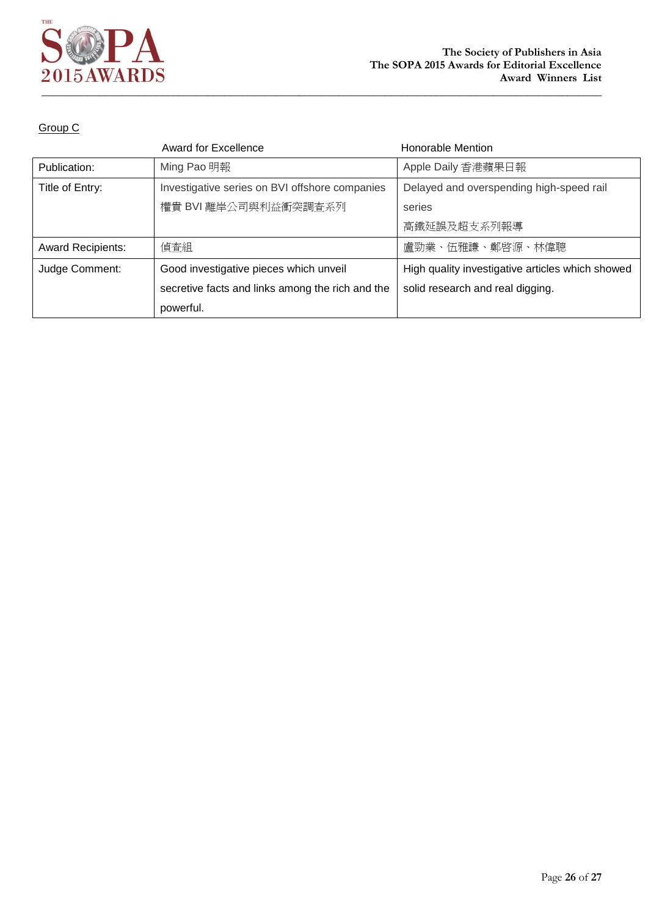Group C

| | Award for Excellence | Honorable Mention |
|---|---|---|
| Publication: | Ming Pao 明報 | Apple Daily 香港蘋果日報 |
| Title of Entry: | Investigative series on BVI offshore companies 權貴 BVI 離岸公司與利益衝突調查系列 | Delayed and overspending high-speed rail series 高鐵延誤及超支系列報導 |
| Award Recipients: | 偵查組 | 盧勁業、伍雅謙、鄭啓源、林偉聰 |
| Judge Comment: | Good investigative pieces which unveil secretive facts and links among the rich and the powerful. | High quality investigative articles which showed solid research and real digging. |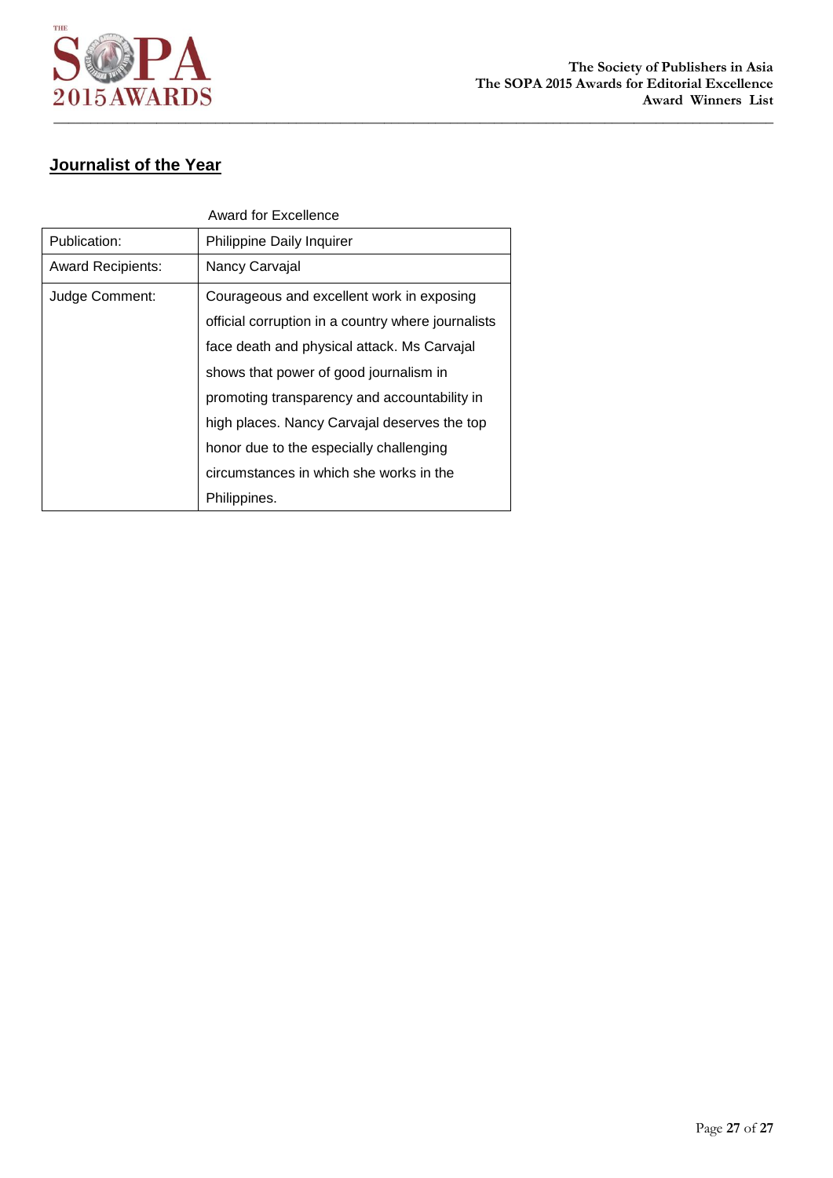## Journal﻿ist of the Year

Award for Excellence

| | |
|---|---|
| Publication: | Philippine Daily Inquirer |
| Award Recipients: | Nancy Carvajal |
| Judge Comment: | Courageous and excellent work in exposing official corruption in a country where journalists face death and physical attack. Ms Carvajal shows that power of good journalism in promoting transparency and accountability in high places. Nancy Carvajal deserves the top honor due to the especially challenging circumstances in which she works in the Philippines. |